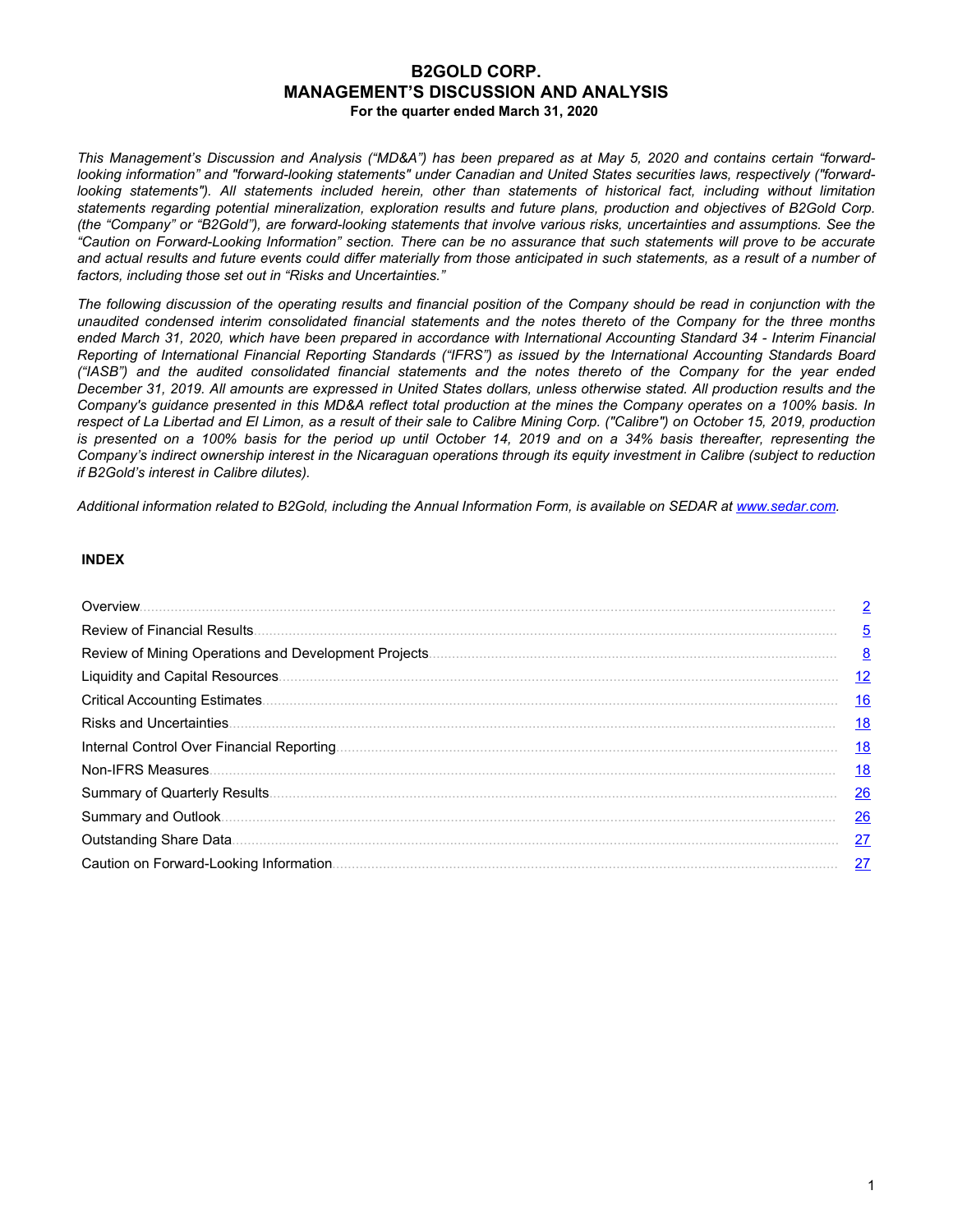# B2GOLD CORP.
# MANAGEMENT'S DISCUSSION AND ANALYSIS
**For the quarter ended March 31, 2020**

*This Management's Discussion and Analysis ("MD&A") has been prepared as at May 5, 2020 and contains certain "forward-looking information" and "forward-looking statements" under Canadian and United States securities laws, respectively ("forward-looking statements"). All statements included herein, other than statements of historical fact, including without limitation statements regarding potential mineralization, exploration results and future plans, production and objectives of B2Gold Corp. (the "Company" or "B2Gold"), are forward-looking statements that involve various risks, uncertainties and assumptions. See the "Caution on Forward-Looking Information" section. There can be no assurance that such statements will prove to be accurate and actual results and future events could differ materially from those anticipated in such statements, as a result of a number of factors, including those set out in "Risks and Uncertainties."*

*The following discussion of the operating results and financial position of the Company should be read in conjunction with the unaudited condensed interim consolidated financial statements and the notes thereto of the Company for the three months ended March 31, 2020, which have been prepared in accordance with International Accounting Standard 34 - Interim Financial Reporting of International Financial Reporting Standards ("IFRS") as issued by the International Accounting Standards Board ("IASB") and the audited consolidated financial statements and the notes thereto of the Company for the year ended December 31, 2019. All amounts are expressed in United States dollars, unless otherwise stated. All production results and the Company's guidance presented in this MD&A reflect total production at the mines the Company operates on a 100% basis. In respect of La Libertad and El Limon, as a result of their sale to Calibre Mining Corp. ("Calibre") on October 15, 2019, production is presented on a 100% basis for the period up until October 14, 2019 and on a 34% basis thereafter, representing the Company's indirect ownership interest in the Nicaraguan operations through its equity investment in Calibre (subject to reduction if B2Gold's interest in Calibre dilutes).*

*Additional information related to B2Gold, including the Annual Information Form, is available on SEDAR at [www.sedar.com](http://www.sedar.com).*

**INDEX**

| Section | Page |
|---|---|
| Overview | 2 |
| Review of Financial Results | 5 |
| Review of Mining Operations and Development Projects | 8 |
| Liquidity and Capital Resources | 12 |
| Critical Accounting Estimates | 16 |
| Risks and Uncertainties | 18 |
| Internal Control Over Financial Reporting | 18 |
| Non-IFRS Measures | 18 |
| Summary of Quarterly Results | 26 |
| Summary and Outlook | 26 |
| Outstanding Share Data | 27 |
| Caution on Forward-Looking Information | 27 |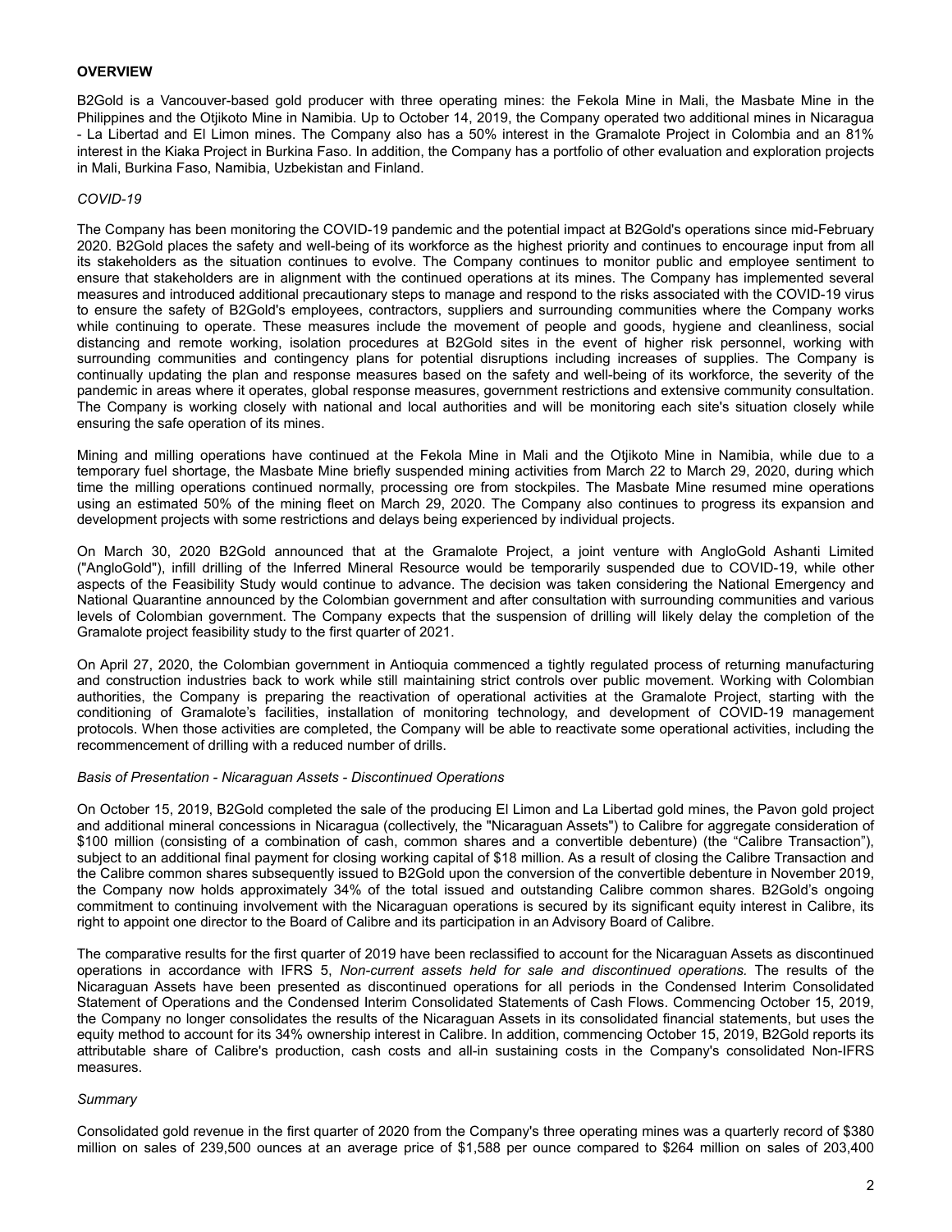## OVERVIEW

B2Gold is a Vancouver-based gold producer with three operating mines: the Fekola Mine in Mali, the Masbate Mine in the Philippines and the Otjikoto Mine in Namibia. Up to October 14, 2019, the Company operated two additional mines in Nicaragua - La Libertad and El Limon mines. The Company also has a 50% interest in the Gramalote Project in Colombia and an 81% interest in the Kiaka Project in Burkina Faso. In addition, the Company has a portfolio of other evaluation and exploration projects in Mali, Burkina Faso, Namibia, Uzbekistan and Finland.

*COVID-19*

The Company has been monitoring the COVID-19 pandemic and the potential impact at B2Gold's operations since mid-February 2020. B2Gold places the safety and well-being of its workforce as the highest priority and continues to encourage input from all its stakeholders as the situation continues to evolve. The Company continues to monitor public and employee sentiment to ensure that stakeholders are in alignment with the continued operations at its mines. The Company has implemented several measures and introduced additional precautionary steps to manage and respond to the risks associated with the COVID-19 virus to ensure the safety of B2Gold's employees, contractors, suppliers and surrounding communities where the Company works while continuing to operate. These measures include the movement of people and goods, hygiene and cleanliness, social distancing and remote working, isolation procedures at B2Gold sites in the event of higher risk personnel, working with surrounding communities and contingency plans for potential disruptions including increases of supplies. The Company is continually updating the plan and response measures based on the safety and well-being of its workforce, the severity of the pandemic in areas where it operates, global response measures, government restrictions and extensive community consultation. The Company is working closely with national and local authorities and will be monitoring each site's situation closely while ensuring the safe operation of its mines.

Mining and milling operations have continued at the Fekola Mine in Mali and the Otjikoto Mine in Namibia, while due to a temporary fuel shortage, the Masbate Mine briefly suspended mining activities from March 22 to March 29, 2020, during which time the milling operations continued normally, processing ore from stockpiles. The Masbate Mine resumed mine operations using an estimated 50% of the mining fleet on March 29, 2020. The Company also continues to progress its expansion and development projects with some restrictions and delays being experienced by individual projects.

On March 30, 2020 B2Gold announced that at the Gramalote Project, a joint venture with AngloGold Ashanti Limited ("AngloGold"), infill drilling of the Inferred Mineral Resource would be temporarily suspended due to COVID-19, while other aspects of the Feasibility Study would continue to advance. The decision was taken considering the National Emergency and National Quarantine announced by the Colombian government and after consultation with surrounding communities and various levels of Colombian government. The Company expects that the suspension of drilling will likely delay the completion of the Gramalote project feasibility study to the first quarter of 2021.

On April 27, 2020, the Colombian government in Antioquia commenced a tightly regulated process of returning manufacturing and construction industries back to work while still maintaining strict controls over public movement. Working with Colombian authorities, the Company is preparing the reactivation of operational activities at the Gramalote Project, starting with the conditioning of Gramalote's facilities, installation of monitoring technology, and development of COVID-19 management protocols. When those activities are completed, the Company will be able to reactivate some operational activities, including the recommencement of drilling with a reduced number of drills.

*Basis of Presentation - Nicaraguan Assets - Discontinued Operations*

On October 15, 2019, B2Gold completed the sale of the producing El Limon and La Libertad gold mines, the Pavon gold project and additional mineral concessions in Nicaragua (collectively, the "Nicaraguan Assets") to Calibre for aggregate consideration of $100 million (consisting of a combination of cash, common shares and a convertible debenture) (the "Calibre Transaction"), subject to an additional final payment for closing working capital of $18 million. As a result of closing the Calibre Transaction and the Calibre common shares subsequently issued to B2Gold upon the conversion of the convertible debenture in November 2019, the Company now holds approximately 34% of the total issued and outstanding Calibre common shares. B2Gold's ongoing commitment to continuing involvement with the Nicaraguan operations is secured by its significant equity interest in Calibre, its right to appoint one director to the Board of Calibre and its participation in an Advisory Board of Calibre.

The comparative results for the first quarter of 2019 have been reclassified to account for the Nicaraguan Assets as discontinued operations in accordance with IFRS 5, *Non-current assets held for sale and discontinued operations.* The results of the Nicaraguan Assets have been presented as discontinued operations for all periods in the Condensed Interim Consolidated Statement of Operations and the Condensed Interim Consolidated Statements of Cash Flows. Commencing October 15, 2019, the Company no longer consolidates the results of the Nicaraguan Assets in its consolidated financial statements, but uses the equity method to account for its 34% ownership interest in Calibre. In addition, commencing October 15, 2019, B2Gold reports its attributable share of Calibre's production, cash costs and all-in sustaining costs in the Company's consolidated Non-IFRS measures.

*Summary*

Consolidated gold revenue in the first quarter of 2020 from the Company's three operating mines was a quarterly record of $380 million on sales of 239,500 ounces at an average price of $1,588 per ounce compared to $264 million on sales of 203,400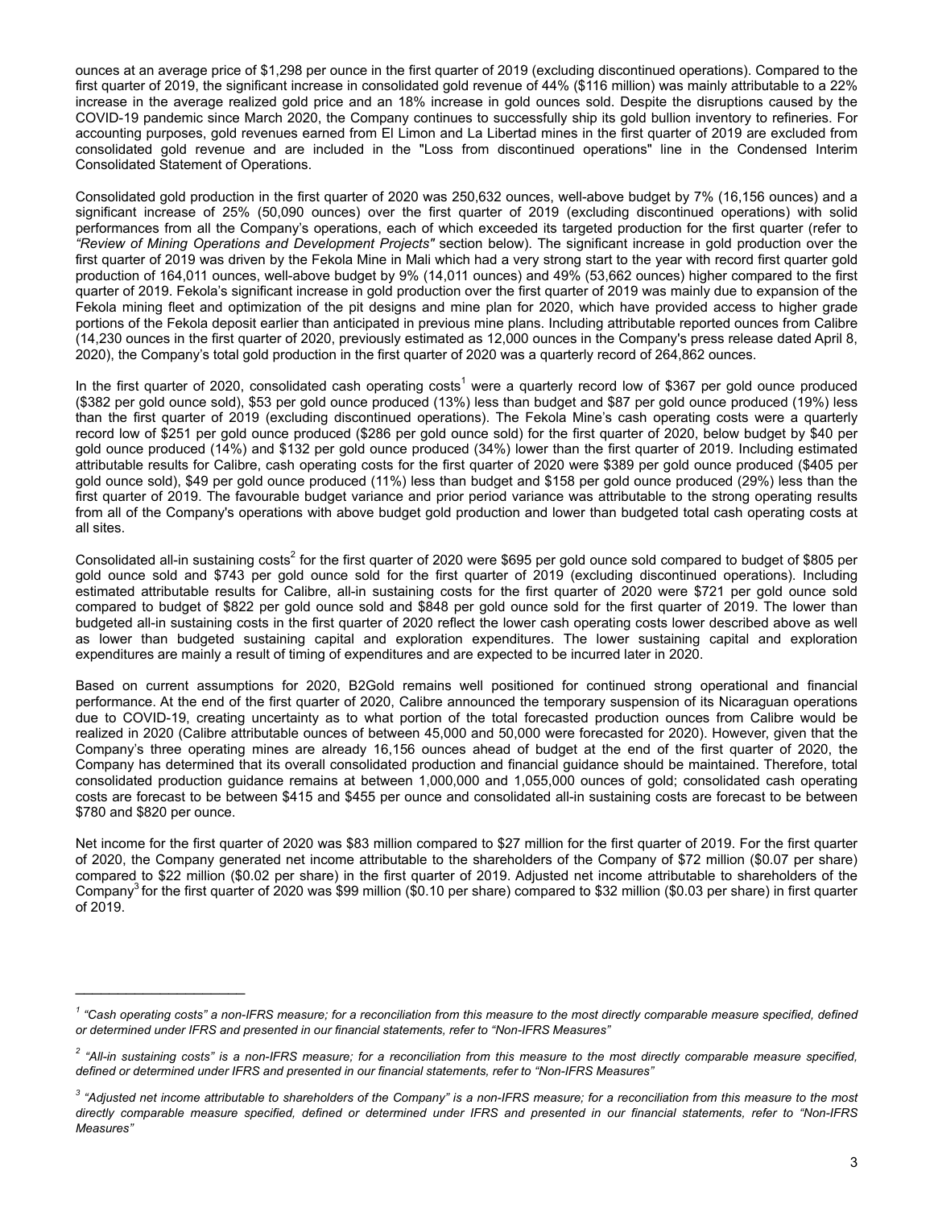ounces at an average price of $1,298 per ounce in the first quarter of 2019 (excluding discontinued operations). Compared to the first quarter of 2019, the significant increase in consolidated gold revenue of 44% ($116 million) was mainly attributable to a 22% increase in the average realized gold price and an 18% increase in gold ounces sold. Despite the disruptions caused by the COVID-19 pandemic since March 2020, the Company continues to successfully ship its gold bullion inventory to refineries. For accounting purposes, gold revenues earned from El Limon and La Libertad mines in the first quarter of 2019 are excluded from consolidated gold revenue and are included in the "Loss from discontinued operations" line in the Condensed Interim Consolidated Statement of Operations.

Consolidated gold production in the first quarter of 2020 was 250,632 ounces, well-above budget by 7% (16,156 ounces) and a significant increase of 25% (50,090 ounces) over the first quarter of 2019 (excluding discontinued operations) with solid performances from all the Company's operations, each of which exceeded its targeted production for the first quarter (refer to *"Review of Mining Operations and Development Projects"* section below). The significant increase in gold production over the first quarter of 2019 was driven by the Fekola Mine in Mali which had a very strong start to the year with record first quarter gold production of 164,011 ounces, well-above budget by 9% (14,011 ounces) and 49% (53,662 ounces) higher compared to the first quarter of 2019. Fekola's significant increase in gold production over the first quarter of 2019 was mainly due to expansion of the Fekola mining fleet and optimization of the pit designs and mine plan for 2020, which have provided access to higher grade portions of the Fekola deposit earlier than anticipated in previous mine plans. Including attributable reported ounces from Calibre (14,230 ounces in the first quarter of 2020, previously estimated as 12,000 ounces in the Company's press release dated April 8, 2020), the Company's total gold production in the first quarter of 2020 was a quarterly record of 264,862 ounces.

In the first quarter of 2020, consolidated cash operating costs[1] were a quarterly record low of $367 per gold ounce produced ($382 per gold ounce sold), $53 per gold ounce produced (13%) less than budget and $87 per gold ounce produced (19%) less than the first quarter of 2019 (excluding discontinued operations). The Fekola Mine's cash operating costs were a quarterly record low of $251 per gold ounce produced ($286 per gold ounce sold) for the first quarter of 2020, below budget by $40 per gold ounce produced (14%) and $132 per gold ounce produced (34%) lower than the first quarter of 2019. Including estimated attributable results for Calibre, cash operating costs for the first quarter of 2020 were $389 per gold ounce produced ($405 per gold ounce sold), $49 per gold ounce produced (11%) less than budget and $158 per gold ounce produced (29%) less than the first quarter of 2019. The favourable budget variance and prior period variance was attributable to the strong operating results from all of the Company's operations with above budget gold production and lower than budgeted total cash operating costs at all sites.

Consolidated all-in sustaining costs[2] for the first quarter of 2020 were $695 per gold ounce sold compared to budget of $805 per gold ounce sold and $743 per gold ounce sold for the first quarter of 2019 (excluding discontinued operations). Including estimated attributable results for Calibre, all-in sustaining costs for the first quarter of 2020 were $721 per gold ounce sold compared to budget of $822 per gold ounce sold and $848 per gold ounce sold for the first quarter of 2019. The lower than budgeted all-in sustaining costs in the first quarter of 2020 reflect the lower cash operating costs lower described above as well as lower than budgeted sustaining capital and exploration expenditures. The lower sustaining capital and exploration expenditures are mainly a result of timing of expenditures and are expected to be incurred later in 2020.

Based on current assumptions for 2020, B2Gold remains well positioned for continued strong operational and financial performance. At the end of the first quarter of 2020, Calibre announced the temporary suspension of its Nicaraguan operations due to COVID-19, creating uncertainty as to what portion of the total forecasted production ounces from Calibre would be realized in 2020 (Calibre attributable ounces of between 45,000 and 50,000 were forecasted for 2020). However, given that the Company's three operating mines are already 16,156 ounces ahead of budget at the end of the first quarter of 2020, the Company has determined that its overall consolidated production and financial guidance should be maintained. Therefore, total consolidated production guidance remains at between 1,000,000 and 1,055,000 ounces of gold; consolidated cash operating costs are forecast to be between $415 and $455 per ounce and consolidated all-in sustaining costs are forecast to be between $780 and $820 per ounce.

Net income for the first quarter of 2020 was $83 million compared to $27 million for the first quarter of 2019. For the first quarter of 2020, the Company generated net income attributable to the shareholders of the Company of $72 million ($0.07 per share) compared to $22 million ($0.02 per share) in the first quarter of 2019. Adjusted net income attributable to shareholders of the Company[3] for the first quarter of 2020 was $99 million ($0.10 per share) compared to $32 million ($0.03 per share) in first quarter of 2019.

---

[1] *"Cash operating costs" a non-IFRS measure; for a reconciliation from this measure to the most directly comparable measure specified, defined or determined under IFRS and presented in our financial statements, refer to "Non-IFRS Measures"*

[2] *"All-in sustaining costs" is a non-IFRS measure; for a reconciliation from this measure to the most directly comparable measure specified, defined or determined under IFRS and presented in our financial statements, refer to "Non-IFRS Measures"*

[3] *"Adjusted net income attributable to shareholders of the Company" is a non-IFRS measure; for a reconciliation from this measure to the most directly comparable measure specified, defined or determined under IFRS and presented in our financial statements, refer to "Non-IFRS Measures"*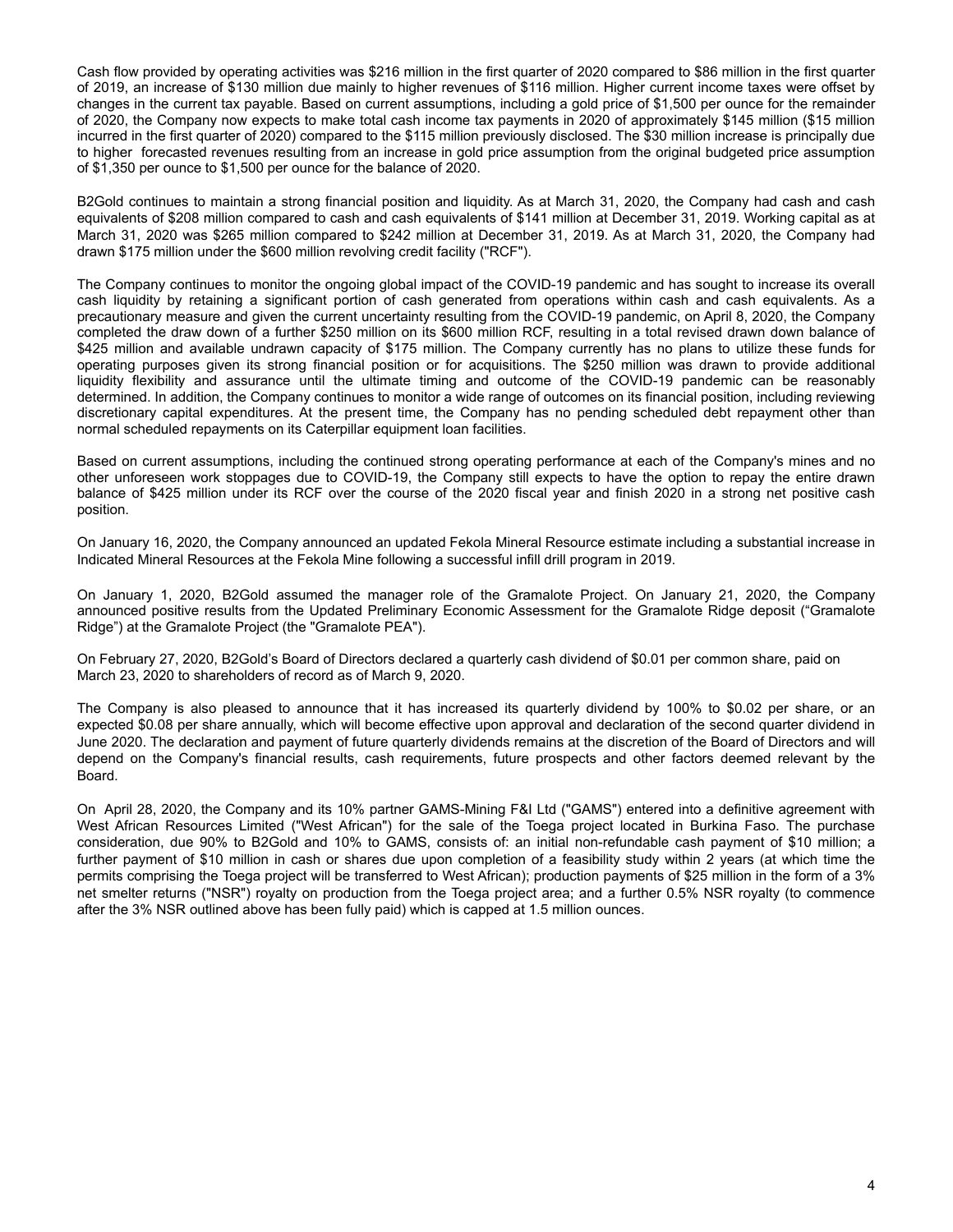Cash flow provided by operating activities was $216 million in the first quarter of 2020 compared to $86 million in the first quarter of 2019, an increase of $130 million due mainly to higher revenues of $116 million. Higher current income taxes were offset by changes in the current tax payable. Based on current assumptions, including a gold price of $1,500 per ounce for the remainder of 2020, the Company now expects to make total cash income tax payments in 2020 of approximately $145 million ($15 million incurred in the first quarter of 2020) compared to the $115 million previously disclosed. The $30 million increase is principally due to higher forecasted revenues resulting from an increase in gold price assumption from the original budgeted price assumption of $1,350 per ounce to $1,500 per ounce for the balance of 2020.

B2Gold continues to maintain a strong financial position and liquidity. As at March 31, 2020, the Company had cash and cash equivalents of $208 million compared to cash and cash equivalents of $141 million at December 31, 2019. Working capital as at March 31, 2020 was $265 million compared to $242 million at December 31, 2019. As at March 31, 2020, the Company had drawn $175 million under the $600 million revolving credit facility ("RCF").

The Company continues to monitor the ongoing global impact of the COVID-19 pandemic and has sought to increase its overall cash liquidity by retaining a significant portion of cash generated from operations within cash and cash equivalents. As a precautionary measure and given the current uncertainty resulting from the COVID-19 pandemic, on April 8, 2020, the Company completed the draw down of a further $250 million on its $600 million RCF, resulting in a total revised drawn down balance of $425 million and available undrawn capacity of $175 million. The Company currently has no plans to utilize these funds for operating purposes given its strong financial position or for acquisitions. The $250 million was drawn to provide additional liquidity flexibility and assurance until the ultimate timing and outcome of the COVID-19 pandemic can be reasonably determined. In addition, the Company continues to monitor a wide range of outcomes on its financial position, including reviewing discretionary capital expenditures. At the present time, the Company has no pending scheduled debt repayment other than normal scheduled repayments on its Caterpillar equipment loan facilities.

Based on current assumptions, including the continued strong operating performance at each of the Company's mines and no other unforeseen work stoppages due to COVID-19, the Company still expects to have the option to repay the entire drawn balance of $425 million under its RCF over the course of the 2020 fiscal year and finish 2020 in a strong net positive cash position.

On January 16, 2020, the Company announced an updated Fekola Mineral Resource estimate including a substantial increase in Indicated Mineral Resources at the Fekola Mine following a successful infill drill program in 2019.

On January 1, 2020, B2Gold assumed the manager role of the Gramalote Project. On January 21, 2020, the Company announced positive results from the Updated Preliminary Economic Assessment for the Gramalote Ridge deposit ("Gramalote Ridge") at the Gramalote Project (the "Gramalote PEA").

On February 27, 2020, B2Gold's Board of Directors declared a quarterly cash dividend of $0.01 per common share, paid on March 23, 2020 to shareholders of record as of March 9, 2020.

The Company is also pleased to announce that it has increased its quarterly dividend by 100% to $0.02 per share, or an expected $0.08 per share annually, which will become effective upon approval and declaration of the second quarter dividend in June 2020. The declaration and payment of future quarterly dividends remains at the discretion of the Board of Directors and will depend on the Company's financial results, cash requirements, future prospects and other factors deemed relevant by the Board.

On April 28, 2020, the Company and its 10% partner GAMS-Mining F&I Ltd ("GAMS") entered into a definitive agreement with West African Resources Limited ("West African") for the sale of the Toega project located in Burkina Faso. The purchase consideration, due 90% to B2Gold and 10% to GAMS, consists of: an initial non-refundable cash payment of $10 million; a further payment of $10 million in cash or shares due upon completion of a feasibility study within 2 years (at which time the permits comprising the Toega project will be transferred to West African); production payments of $25 million in the form of a 3% net smelter returns ("NSR") royalty on production from the Toega project area; and a further 0.5% NSR royalty (to commence after the 3% NSR outlined above has been fully paid) which is capped at 1.5 million ounces.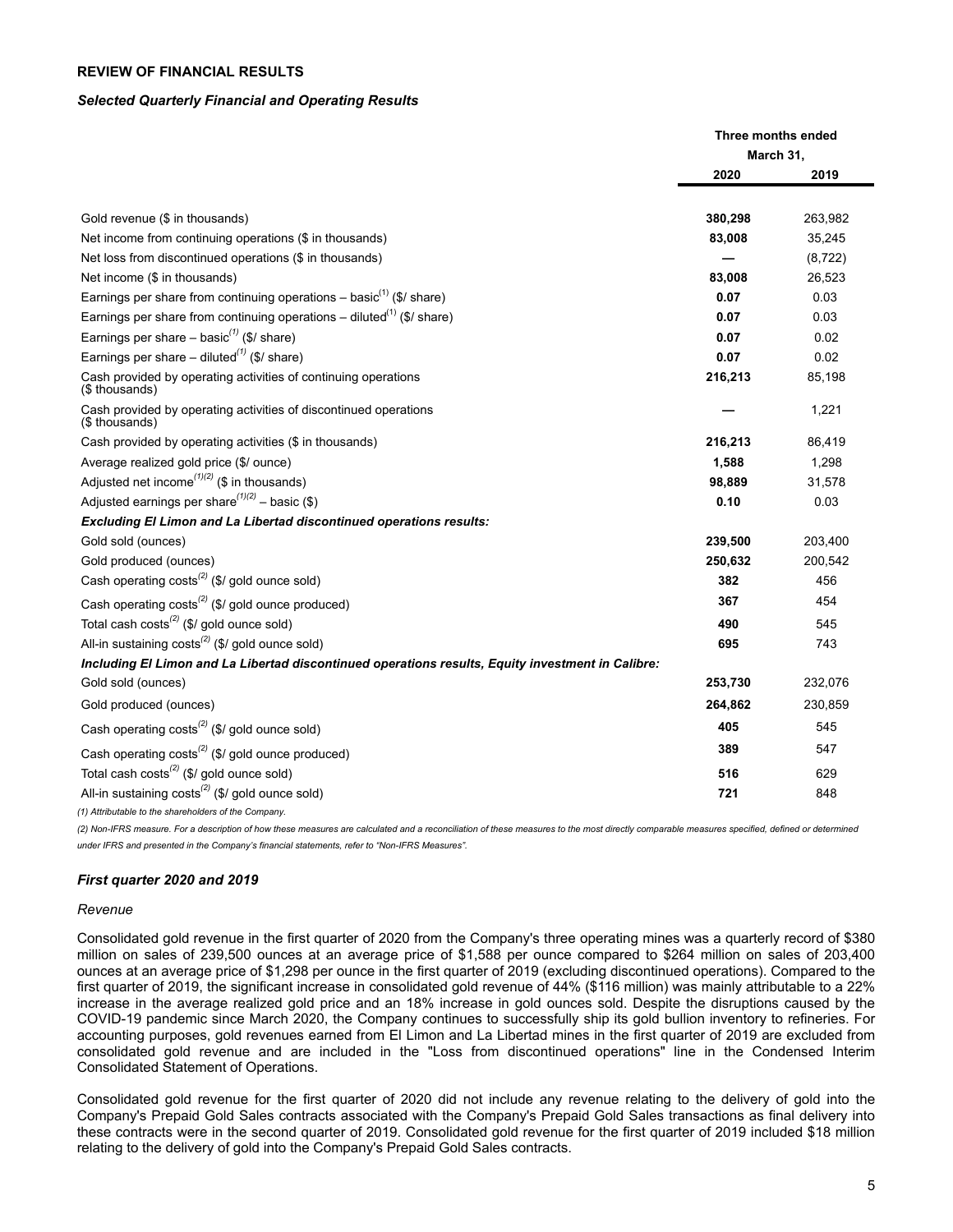## REVIEW OF FINANCIAL RESULTS

### *Selected Quarterly Financial and Operating Results*

| | Three months ended March 31, | |
|---|---|---|
| | **2020** | **2019** |
| Gold revenue ($ in thousands) | **380,298** | 263,982 |
| Net income from continuing operations ($ in thousands) | **83,008** | 35,245 |
| Net loss from discontinued operations ($ in thousands) | **—** | (8,722) |
| Net income ($ in thousands) | **83,008** | 26,523 |
| Earnings per share from continuing operations – basic[1] ($/ share) | **0.07** | 0.03 |
| Earnings per share from continuing operations – diluted[1] ($/ share) | **0.07** | 0.03 |
| Earnings per share – basic[1] ($/ share) | **0.07** | 0.02 |
| Earnings per share – diluted[1] ($/ share) | **0.07** | 0.02 |
| Cash provided by operating activities of continuing operations ($ thousands) | **216,213** | 85,198 |
| Cash provided by operating activities of discontinued operations ($ thousands) | **—** | 1,221 |
| Cash provided by operating activities ($ in thousands) | **216,213** | 86,419 |
| Average realized gold price ($/ ounce) | **1,588** | 1,298 |
| Adjusted net income[1][2] ($ in thousands) | **98,889** | 31,578 |
| Adjusted earnings per share[1][2] – basic ($) | **0.10** | 0.03 |
| ***Excluding El Limon and La Libertad discontinued operations results:*** | | |
| Gold sold (ounces) | **239,500** | 203,400 |
| Gold produced (ounces) | **250,632** | 200,542 |
| Cash operating costs[2] ($/ gold ounce sold) | **382** | 456 |
| Cash operating costs[2] ($/ gold ounce produced) | **367** | 454 |
| Total cash costs[2] ($/ gold ounce sold) | **490** | 545 |
| All-in sustaining costs[2] ($/ gold ounce sold) | **695** | 743 |
| ***Including El Limon and La Libertad discontinued operations results, Equity investment in Calibre:*** | | |
| Gold sold (ounces) | **253,730** | 232,076 |
| Gold produced (ounces) | **264,862** | 230,859 |
| Cash operating costs[2] ($/ gold ounce sold) | **405** | 545 |
| Cash operating costs[2] ($/ gold ounce produced) | **389** | 547 |
| Total cash costs[2] ($/ gold ounce sold) | **516** | 629 |
| All-in sustaining costs[2] ($/ gold ounce sold) | **721** | 848 |

*(1) Attributable to the shareholders of the Company.*

*(2) Non-IFRS measure. For a description of how these measures are calculated and a reconciliation of these measures to the most directly comparable measures specified, defined or determined under IFRS and presented in the Company's financial statements, refer to "Non-IFRS Measures".*

### *First quarter 2020 and 2019*

*Revenue*

Consolidated gold revenue in the first quarter of 2020 from the Company's three operating mines was a quarterly record of $380 million on sales of 239,500 ounces at an average price of $1,588 per ounce compared to $264 million on sales of 203,400 ounces at an average price of $1,298 per ounce in the first quarter of 2019 (excluding discontinued operations). Compared to the first quarter of 2019, the significant increase in consolidated gold revenue of 44% ($116 million) was mainly attributable to a 22% increase in the average realized gold price and an 18% increase in gold ounces sold. Despite the disruptions caused by the COVID-19 pandemic since March 2020, the Company continues to successfully ship its gold bullion inventory to refineries. For accounting purposes, gold revenues earned from El Limon and La Libertad mines in the first quarter of 2019 are excluded from consolidated gold revenue and are included in the "Loss from discontinued operations" line in the Condensed Interim Consolidated Statement of Operations.

Consolidated gold revenue for the first quarter of 2020 did not include any revenue relating to the delivery of gold into the Company's Prepaid Gold Sales contracts associated with the Company's Prepaid Gold Sales transactions as final delivery into these contracts were in the second quarter of 2019. Consolidated gold revenue for the first quarter of 2019 included $18 million relating to the delivery of gold into the Company's Prepaid Gold Sales contracts.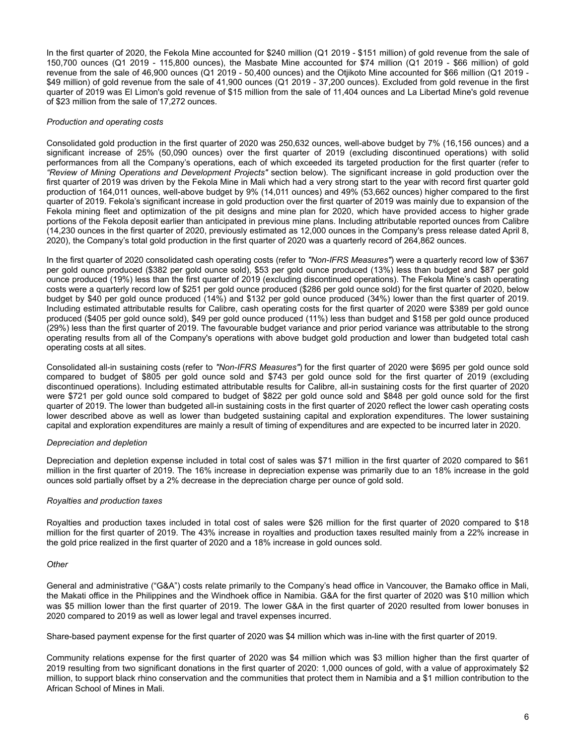In the first quarter of 2020, the Fekola Mine accounted for $240 million (Q1 2019 - $151 million) of gold revenue from the sale of 150,700 ounces (Q1 2019 - 115,800 ounces), the Masbate Mine accounted for $74 million (Q1 2019 - $66 million) of gold revenue from the sale of 46,900 ounces (Q1 2019 - 50,400 ounces) and the Otjikoto Mine accounted for $66 million (Q1 2019 - $49 million) of gold revenue from the sale of 41,900 ounces (Q1 2019 - 37,200 ounces). Excluded from gold revenue in the first quarter of 2019 was El Limon's gold revenue of $15 million from the sale of 11,404 ounces and La Libertad Mine's gold revenue of $23 million from the sale of 17,272 ounces.

*Production and operating costs*

Consolidated gold production in the first quarter of 2020 was 250,632 ounces, well-above budget by 7% (16,156 ounces) and a significant increase of 25% (50,090 ounces) over the first quarter of 2019 (excluding discontinued operations) with solid performances from all the Company's operations, each of which exceeded its targeted production for the first quarter (refer to *"Review of Mining Operations and Development Projects"* section below). The significant increase in gold production over the first quarter of 2019 was driven by the Fekola Mine in Mali which had a very strong start to the year with record first quarter gold production of 164,011 ounces, well-above budget by 9% (14,011 ounces) and 49% (53,662 ounces) higher compared to the first quarter of 2019. Fekola's significant increase in gold production over the first quarter of 2019 was mainly due to expansion of the Fekola mining fleet and optimization of the pit designs and mine plan for 2020, which have provided access to higher grade portions of the Fekola deposit earlier than anticipated in previous mine plans. Including attributable reported ounces from Calibre (14,230 ounces in the first quarter of 2020, previously estimated as 12,000 ounces in the Company's press release dated April 8, 2020), the Company's total gold production in the first quarter of 2020 was a quarterly record of 264,862 ounces.

In the first quarter of 2020 consolidated cash operating costs (refer to *"Non-IFRS Measures"*) were a quarterly record low of $367 per gold ounce produced ($382 per gold ounce sold), $53 per gold ounce produced (13%) less than budget and $87 per gold ounce produced (19%) less than the first quarter of 2019 (excluding discontinued operations). The Fekola Mine's cash operating costs were a quarterly record low of $251 per gold ounce produced ($286 per gold ounce sold) for the first quarter of 2020, below budget by $40 per gold ounce produced (14%) and $132 per gold ounce produced (34%) lower than the first quarter of 2019. Including estimated attributable results for Calibre, cash operating costs for the first quarter of 2020 were $389 per gold ounce produced ($405 per gold ounce sold), $49 per gold ounce produced (11%) less than budget and $158 per gold ounce produced (29%) less than the first quarter of 2019. The favourable budget variance and prior period variance was attributable to the strong operating results from all of the Company's operations with above budget gold production and lower than budgeted total cash operating costs at all sites.

Consolidated all-in sustaining costs (refer to *"Non-IFRS Measures"*) for the first quarter of 2020 were $695 per gold ounce sold compared to budget of $805 per gold ounce sold and $743 per gold ounce sold for the first quarter of 2019 (excluding discontinued operations). Including estimated attributable results for Calibre, all-in sustaining costs for the first quarter of 2020 were $721 per gold ounce sold compared to budget of $822 per gold ounce sold and $848 per gold ounce sold for the first quarter of 2019. The lower than budgeted all-in sustaining costs in the first quarter of 2020 reflect the lower cash operating costs lower described above as well as lower than budgeted sustaining capital and exploration expenditures. The lower sustaining capital and exploration expenditures are mainly a result of timing of expenditures and are expected to be incurred later in 2020.

*Depreciation and depletion*

Depreciation and depletion expense included in total cost of sales was $71 million in the first quarter of 2020 compared to $61 million in the first quarter of 2019. The 16% increase in depreciation expense was primarily due to an 18% increase in the gold ounces sold partially offset by a 2% decrease in the depreciation charge per ounce of gold sold.

*Royalties and production taxes*

Royalties and production taxes included in total cost of sales were $26 million for the first quarter of 2020 compared to $18 million for the first quarter of 2019. The 43% increase in royalties and production taxes resulted mainly from a 22% increase in the gold price realized in the first quarter of 2020 and a 18% increase in gold ounces sold.

*Other*

General and administrative ("G&A") costs relate primarily to the Company's head office in Vancouver, the Bamako office in Mali, the Makati office in the Philippines and the Windhoek office in Namibia. G&A for the first quarter of 2020 was $10 million which was $5 million lower than the first quarter of 2019. The lower G&A in the first quarter of 2020 resulted from lower bonuses in 2020 compared to 2019 as well as lower legal and travel expenses incurred.

Share-based payment expense for the first quarter of 2020 was $4 million which was in-line with the first quarter of 2019.

Community relations expense for the first quarter of 2020 was $4 million which was $3 million higher than the first quarter of 2019 resulting from two significant donations in the first quarter of 2020: 1,000 ounces of gold, with a value of approximately $2 million, to support black rhino conservation and the communities that protect them in Namibia and a $1 million contribution to the African School of Mines in Mali.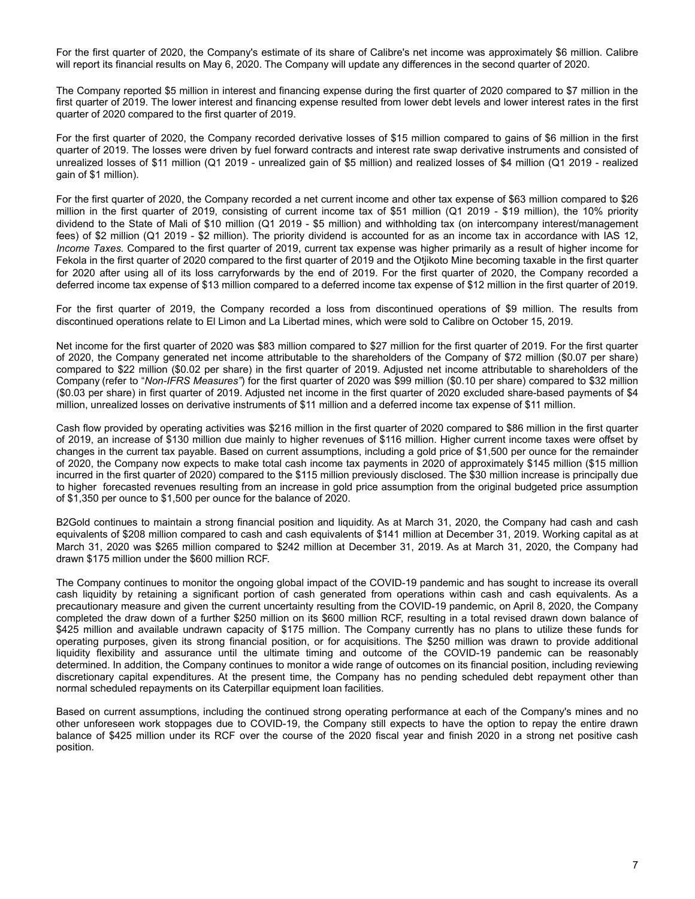For the first quarter of 2020, the Company's estimate of its share of Calibre's net income was approximately $6 million. Calibre will report its financial results on May 6, 2020. The Company will update any differences in the second quarter of 2020.

The Company reported $5 million in interest and financing expense during the first quarter of 2020 compared to $7 million in the first quarter of 2019. The lower interest and financing expense resulted from lower debt levels and lower interest rates in the first quarter of 2020 compared to the first quarter of 2019.

For the first quarter of 2020, the Company recorded derivative losses of $15 million compared to gains of $6 million in the first quarter of 2019. The losses were driven by fuel forward contracts and interest rate swap derivative instruments and consisted of unrealized losses of $11 million (Q1 2019 - unrealized gain of $5 million) and realized losses of $4 million (Q1 2019 - realized gain of $1 million).

For the first quarter of 2020, the Company recorded a net current income and other tax expense of $63 million compared to $26 million in the first quarter of 2019, consisting of current income tax of $51 million (Q1 2019 - $19 million), the 10% priority dividend to the State of Mali of $10 million (Q1 2019 - $5 million) and withholding tax (on intercompany interest/management fees) of $2 million (Q1 2019 - $2 million). The priority dividend is accounted for as an income tax in accordance with IAS 12, *Income Taxes.* Compared to the first quarter of 2019, current tax expense was higher primarily as a result of higher income for Fekola in the first quarter of 2020 compared to the first quarter of 2019 and the Otjikoto Mine becoming taxable in the first quarter for 2020 after using all of its loss carryforwards by the end of 2019. For the first quarter of 2020, the Company recorded a deferred income tax expense of $13 million compared to a deferred income tax expense of $12 million in the first quarter of 2019.

For the first quarter of 2019, the Company recorded a loss from discontinued operations of $9 million. The results from discontinued operations relate to El Limon and La Libertad mines, which were sold to Calibre on October 15, 2019.

Net income for the first quarter of 2020 was $83 million compared to $27 million for the first quarter of 2019. For the first quarter of 2020, the Company generated net income attributable to the shareholders of the Company of $72 million ($0.07 per share) compared to $22 million ($0.02 per share) in the first quarter of 2019. Adjusted net income attributable to shareholders of the Company (refer to "*Non-IFRS Measures"*) for the first quarter of 2020 was $99 million ($0.10 per share) compared to $32 million ($0.03 per share) in first quarter of 2019. Adjusted net income in the first quarter of 2020 excluded share-based payments of $4 million, unrealized losses on derivative instruments of $11 million and a deferred income tax expense of $11 million.

Cash flow provided by operating activities was $216 million in the first quarter of 2020 compared to $86 million in the first quarter of 2019, an increase of $130 million due mainly to higher revenues of $116 million. Higher current income taxes were offset by changes in the current tax payable. Based on current assumptions, including a gold price of $1,500 per ounce for the remainder of 2020, the Company now expects to make total cash income tax payments in 2020 of approximately $145 million ($15 million incurred in the first quarter of 2020) compared to the $115 million previously disclosed. The $30 million increase is principally due to higher forecasted revenues resulting from an increase in gold price assumption from the original budgeted price assumption of $1,350 per ounce to $1,500 per ounce for the balance of 2020.

B2Gold continues to maintain a strong financial position and liquidity. As at March 31, 2020, the Company had cash and cash equivalents of $208 million compared to cash and cash equivalents of $141 million at December 31, 2019. Working capital as at March 31, 2020 was $265 million compared to $242 million at December 31, 2019. As at March 31, 2020, the Company had drawn $175 million under the $600 million RCF.

The Company continues to monitor the ongoing global impact of the COVID-19 pandemic and has sought to increase its overall cash liquidity by retaining a significant portion of cash generated from operations within cash and cash equivalents. As a precautionary measure and given the current uncertainty resulting from the COVID-19 pandemic, on April 8, 2020, the Company completed the draw down of a further $250 million on its $600 million RCF, resulting in a total revised drawn down balance of $425 million and available undrawn capacity of $175 million. The Company currently has no plans to utilize these funds for operating purposes, given its strong financial position, or for acquisitions. The $250 million was drawn to provide additional liquidity flexibility and assurance until the ultimate timing and outcome of the COVID-19 pandemic can be reasonably determined. In addition, the Company continues to monitor a wide range of outcomes on its financial position, including reviewing discretionary capital expenditures. At the present time, the Company has no pending scheduled debt repayment other than normal scheduled repayments on its Caterpillar equipment loan facilities.

Based on current assumptions, including the continued strong operating performance at each of the Company's mines and no other unforeseen work stoppages due to COVID-19, the Company still expects to have the option to repay the entire drawn balance of $425 million under its RCF over the course of the 2020 fiscal year and finish 2020 in a strong net positive cash position.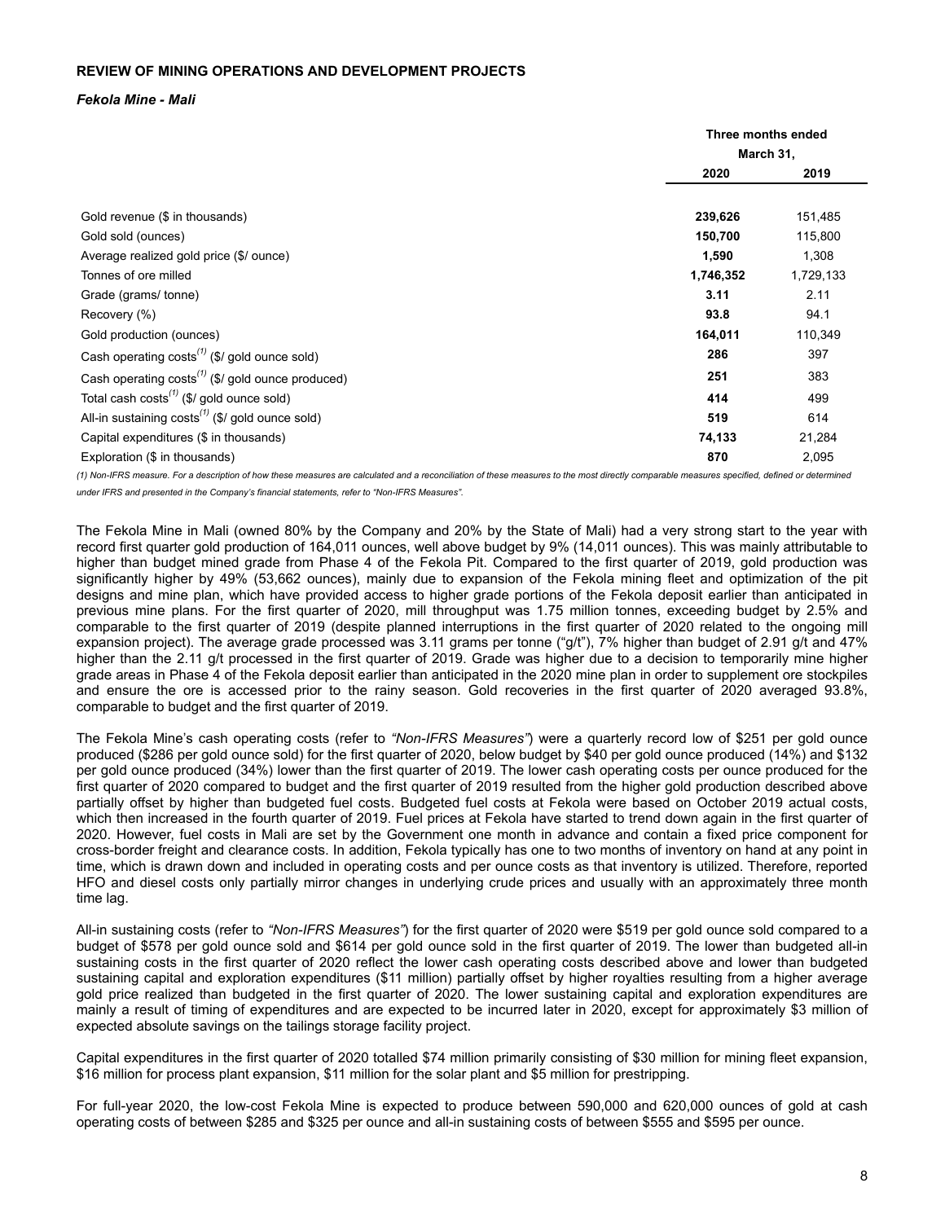## REVIEW OF MINING OPERATIONS AND DEVELOPMENT PROJECTS

### *Fekola Mine - Mali*

| | Three months ended March 31, | |
|---|---|---|
| | **2020** | 2019 |
| Gold revenue ($ in thousands) | **239,626** | 151,485 |
| Gold sold (ounces) | **150,700** | 115,800 |
| Average realized gold price ($/ ounce) | **1,590** | 1,308 |
| Tonnes of ore milled | **1,746,352** | 1,729,133 |
| Grade (grams/ tonne) | **3.11** | 2.11 |
| Recovery (%) | **93.8** | 94.1 |
| Gold production (ounces) | **164,011** | 110,349 |
| Cash operating costs(1) ($/ gold ounce sold) | **286** | 397 |
| Cash operating costs(1) ($/ gold ounce produced) | **251** | 383 |
| Total cash costs(1) ($/ gold ounce sold) | **414** | 499 |
| All-in sustaining costs(1) ($/ gold ounce sold) | **519** | 614 |
| Capital expenditures ($ in thousands) | **74,133** | 21,284 |
| Exploration ($ in thousands) | **870** | 2,095 |

*(1) Non-IFRS measure. For a description of how these measures are calculated and a reconciliation of these measures to the most directly comparable measures specified, defined or determined under IFRS and presented in the Company's financial statements, refer to "Non-IFRS Measures".*

The Fekola Mine in Mali (owned 80% by the Company and 20% by the State of Mali) had a very strong start to the year with record first quarter gold production of 164,011 ounces, well above budget by 9% (14,011 ounces). This was mainly attributable to higher than budget mined grade from Phase 4 of the Fekola Pit. Compared to the first quarter of 2019, gold production was significantly higher by 49% (53,662 ounces), mainly due to expansion of the Fekola mining fleet and optimization of the pit designs and mine plan, which have provided access to higher grade portions of the Fekola deposit earlier than anticipated in previous mine plans. For the first quarter of 2020, mill throughput was 1.75 million tonnes, exceeding budget by 2.5% and comparable to the first quarter of 2019 (despite planned interruptions in the first quarter of 2020 related to the ongoing mill expansion project). The average grade processed was 3.11 grams per tonne ("g/t"), 7% higher than budget of 2.91 g/t and 47% higher than the 2.11 g/t processed in the first quarter of 2019. Grade was higher due to a decision to temporarily mine higher grade areas in Phase 4 of the Fekola deposit earlier than anticipated in the 2020 mine plan in order to supplement ore stockpiles and ensure the ore is accessed prior to the rainy season. Gold recoveries in the first quarter of 2020 averaged 93.8%, comparable to budget and the first quarter of 2019.

The Fekola Mine's cash operating costs (refer to *"Non-IFRS Measures"*) were a quarterly record low of $251 per gold ounce produced ($286 per gold ounce sold) for the first quarter of 2020, below budget by $40 per gold ounce produced (14%) and $132 per gold ounce produced (34%) lower than the first quarter of 2019. The lower cash operating costs per ounce produced for the first quarter of 2020 compared to budget and the first quarter of 2019 resulted from the higher gold production described above partially offset by higher than budgeted fuel costs. Budgeted fuel costs at Fekola were based on October 2019 actual costs, which then increased in the fourth quarter of 2019. Fuel prices at Fekola have started to trend down again in the first quarter of 2020. However, fuel costs in Mali are set by the Government one month in advance and contain a fixed price component for cross-border freight and clearance costs. In addition, Fekola typically has one to two months of inventory on hand at any point in time, which is drawn down and included in operating costs and per ounce costs as that inventory is utilized. Therefore, reported HFO and diesel costs only partially mirror changes in underlying crude prices and usually with an approximately three month time lag.

All-in sustaining costs (refer to *"Non-IFRS Measures"*) for the first quarter of 2020 were $519 per gold ounce sold compared to a budget of $578 per gold ounce sold and $614 per gold ounce sold in the first quarter of 2019. The lower than budgeted all-in sustaining costs in the first quarter of 2020 reflect the lower cash operating costs described above and lower than budgeted sustaining capital and exploration expenditures ($11 million) partially offset by higher royalties resulting from a higher average gold price realized than budgeted in the first quarter of 2020. The lower sustaining capital and exploration expenditures are mainly a result of timing of expenditures and are expected to be incurred later in 2020, except for approximately $3 million of expected absolute savings on the tailings storage facility project.

Capital expenditures in the first quarter of 2020 totalled $74 million primarily consisting of $30 million for mining fleet expansion, $16 million for process plant expansion, $11 million for the solar plant and $5 million for prestripping.

For full-year 2020, the low-cost Fekola Mine is expected to produce between 590,000 and 620,000 ounces of gold at cash operating costs of between $285 and $325 per ounce and all-in sustaining costs of between $555 and $595 per ounce.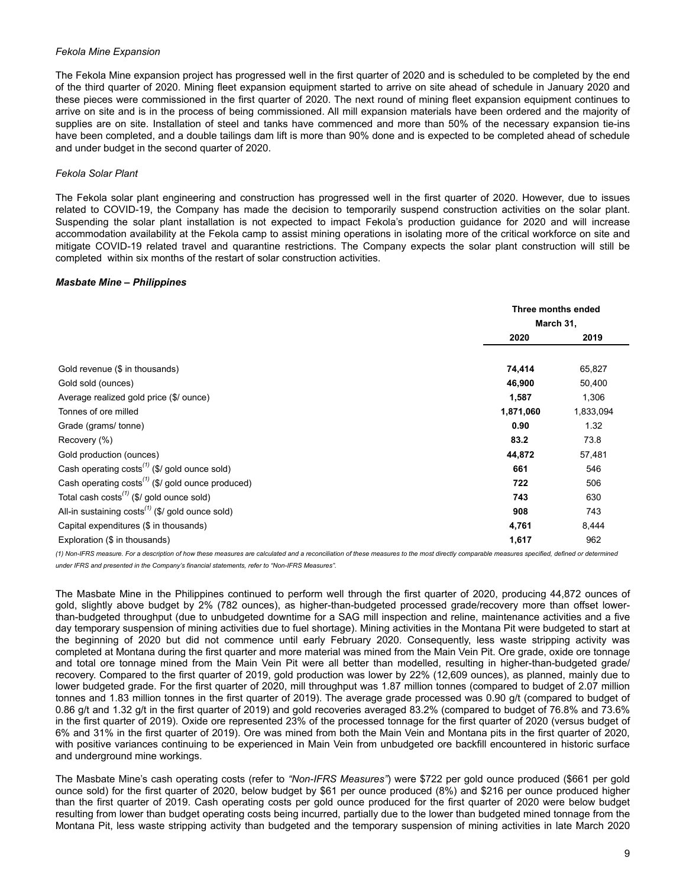*Fekola Mine Expansion*

The Fekola Mine expansion project has progressed well in the first quarter of 2020 and is scheduled to be completed by the end of the third quarter of 2020. Mining fleet expansion equipment started to arrive on site ahead of schedule in January 2020 and these pieces were commissioned in the first quarter of 2020. The next round of mining fleet expansion equipment continues to arrive on site and is in the process of being commissioned. All mill expansion materials have been ordered and the majority of supplies are on site. Installation of steel and tanks have commenced and more than 50% of the necessary expansion tie-ins have been completed, and a double tailings dam lift is more than 90% done and is expected to be completed ahead of schedule and under budget in the second quarter of 2020.

*Fekola Solar Plant*

The Fekola solar plant engineering and construction has progressed well in the first quarter of 2020. However, due to issues related to COVID-19, the Company has made the decision to temporarily suspend construction activities on the solar plant. Suspending the solar plant installation is not expected to impact Fekola's production guidance for 2020 and will increase accommodation availability at the Fekola camp to assist mining operations in isolating more of the critical workforce on site and mitigate COVID-19 related travel and quarantine restrictions. The Company expects the solar plant construction will still be completed within six months of the restart of solar construction activities.

***Masbate Mine – Philippines***

| | Three months ended March 31, | |
|---|---|---|
| | **2020** | **2019** |
| Gold revenue ($ in thousands) | **74,414** | 65,827 |
| Gold sold (ounces) | **46,900** | 50,400 |
| Average realized gold price ($/ ounce) | **1,587** | 1,306 |
| Tonnes of ore milled | **1,871,060** | 1,833,094 |
| Grade (grams/ tonne) | **0.90** | 1.32 |
| Recovery (%) | **83.2** | 73.8 |
| Gold production (ounces) | **44,872** | 57,481 |
| Cash operating costs[(1)] ($/ gold ounce sold) | **661** | 546 |
| Cash operating costs[(1)] ($/ gold ounce produced) | **722** | 506 |
| Total cash costs[(1)] ($/ gold ounce sold) | **743** | 630 |
| All-in sustaining costs[(1)] ($/ gold ounce sold) | **908** | 743 |
| Capital expenditures ($ in thousands) | **4,761** | 8,444 |
| Exploration ($ in thousands) | **1,617** | 962 |

*(1) Non-IFRS measure. For a description of how these measures are calculated and a reconciliation of these measures to the most directly comparable measures specified, defined or determined under IFRS and presented in the Company's financial statements, refer to "Non-IFRS Measures".*

The Masbate Mine in the Philippines continued to perform well through the first quarter of 2020, producing 44,872 ounces of gold, slightly above budget by 2% (782 ounces), as higher-than-budgeted processed grade/recovery more than offset lower-than-budgeted throughput (due to unbudgeted downtime for a SAG mill inspection and reline, maintenance activities and a five day temporary suspension of mining activities due to fuel shortage). Mining activities in the Montana Pit were budgeted to start at the beginning of 2020 but did not commence until early February 2020. Consequently, less waste stripping activity was completed at Montana during the first quarter and more material was mined from the Main Vein Pit. Ore grade, oxide ore tonnage and total ore tonnage mined from the Main Vein Pit were all better than modelled, resulting in higher-than-budgeted grade/ recovery. Compared to the first quarter of 2019, gold production was lower by 22% (12,609 ounces), as planned, mainly due to lower budgeted grade. For the first quarter of 2020, mill throughput was 1.87 million tonnes (compared to budget of 2.07 million tonnes and 1.83 million tonnes in the first quarter of 2019). The average grade processed was 0.90 g/t (compared to budget of 0.86 g/t and 1.32 g/t in the first quarter of 2019) and gold recoveries averaged 83.2% (compared to budget of 76.8% and 73.6% in the first quarter of 2019). Oxide ore represented 23% of the processed tonnage for the first quarter of 2020 (versus budget of 6% and 31% in the first quarter of 2019). Ore was mined from both the Main Vein and Montana pits in the first quarter of 2020, with positive variances continuing to be experienced in Main Vein from unbudgeted ore backfill encountered in historic surface and underground mine workings.

The Masbate Mine's cash operating costs (refer to *"Non-IFRS Measures"*) were $722 per gold ounce produced ($661 per gold ounce sold) for the first quarter of 2020, below budget by $61 per ounce produced (8%) and $216 per ounce produced higher than the first quarter of 2019. Cash operating costs per gold ounce produced for the first quarter of 2020 were below budget resulting from lower than budget operating costs being incurred, partially due to the lower than budgeted mined tonnage from the Montana Pit, less waste stripping activity than budgeted and the temporary suspension of mining activities in late March 2020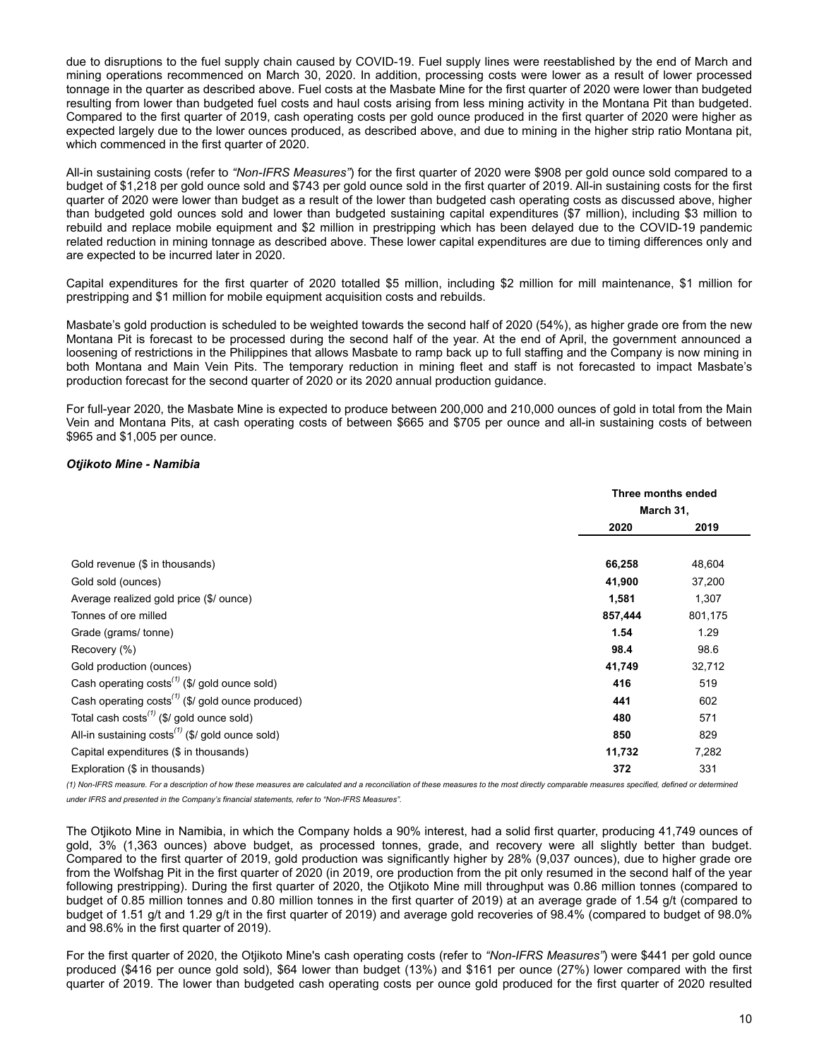due to disruptions to the fuel supply chain caused by COVID-19. Fuel supply lines were reestablished by the end of March and mining operations recommenced on March 30, 2020. In addition, processing costs were lower as a result of lower processed tonnage in the quarter as described above. Fuel costs at the Masbate Mine for the first quarter of 2020 were lower than budgeted resulting from lower than budgeted fuel costs and haul costs arising from less mining activity in the Montana Pit than budgeted. Compared to the first quarter of 2019, cash operating costs per gold ounce produced in the first quarter of 2020 were higher as expected largely due to the lower ounces produced, as described above, and due to mining in the higher strip ratio Montana pit, which commenced in the first quarter of 2020.

All-in sustaining costs (refer to *"Non-IFRS Measures"*) for the first quarter of 2020 were $908 per gold ounce sold compared to a budget of $1,218 per gold ounce sold and $743 per gold ounce sold in the first quarter of 2019. All-in sustaining costs for the first quarter of 2020 were lower than budget as a result of the lower than budgeted cash operating costs as discussed above, higher than budgeted gold ounces sold and lower than budgeted sustaining capital expenditures ($7 million), including $3 million to rebuild and replace mobile equipment and $2 million in prestripping which has been delayed due to the COVID-19 pandemic related reduction in mining tonnage as described above. These lower capital expenditures are due to timing differences only and are expected to be incurred later in 2020.

Capital expenditures for the first quarter of 2020 totalled $5 million, including $2 million for mill maintenance, $1 million for prestripping and $1 million for mobile equipment acquisition costs and rebuilds.

Masbate's gold production is scheduled to be weighted towards the second half of 2020 (54%), as higher grade ore from the new Montana Pit is forecast to be processed during the second half of the year. At the end of April, the government announced a loosening of restrictions in the Philippines that allows Masbate to ramp back up to full staffing and the Company is now mining in both Montana and Main Vein Pits. The temporary reduction in mining fleet and staff is not forecasted to impact Masbate's production forecast for the second quarter of 2020 or its 2020 annual production guidance.

For full-year 2020, the Masbate Mine is expected to produce between 200,000 and 210,000 ounces of gold in total from the Main Vein and Montana Pits, at cash operating costs of between $665 and $705 per ounce and all-in sustaining costs of between $965 and $1,005 per ounce.

***Otjikoto Mine - Namibia***

| | Three months ended March 31, | |
|---|---|---|
| | **2020** | **2019** |
| Gold revenue ($ in thousands) | **66,258** | 48,604 |
| Gold sold (ounces) | **41,900** | 37,200 |
| Average realized gold price ($/ ounce) | **1,581** | 1,307 |
| Tonnes of ore milled | **857,444** | 801,175 |
| Grade (grams/ tonne) | **1.54** | 1.29 |
| Recovery (%) | **98.4** | 98.6 |
| Gold production (ounces) | **41,749** | 32,712 |
| Cash operating costs[(1)] ($/ gold ounce sold) | **416** | 519 |
| Cash operating costs[(1)] ($/ gold ounce produced) | **441** | 602 |
| Total cash costs[(1)] ($/ gold ounce sold) | **480** | 571 |
| All-in sustaining costs[(1)] ($/ gold ounce sold) | **850** | 829 |
| Capital expenditures ($ in thousands) | **11,732** | 7,282 |
| Exploration ($ in thousands) | **372** | 331 |

*(1) Non-IFRS measure. For a description of how these measures are calculated and a reconciliation of these measures to the most directly comparable measures specified, defined or determined under IFRS and presented in the Company's financial statements, refer to "Non-IFRS Measures".*

The Otjikoto Mine in Namibia, in which the Company holds a 90% interest, had a solid first quarter, producing 41,749 ounces of gold, 3% (1,363 ounces) above budget, as processed tonnes, grade, and recovery were all slightly better than budget. Compared to the first quarter of 2019, gold production was significantly higher by 28% (9,037 ounces), due to higher grade ore from the Wolfshag Pit in the first quarter of 2020 (in 2019, ore production from the pit only resumed in the second half of the year following prestripping). During the first quarter of 2020, the Otjikoto Mine mill throughput was 0.86 million tonnes (compared to budget of 0.85 million tonnes and 0.80 million tonnes in the first quarter of 2019) at an average grade of 1.54 g/t (compared to budget of 1.51 g/t and 1.29 g/t in the first quarter of 2019) and average gold recoveries of 98.4% (compared to budget of 98.0% and 98.6% in the first quarter of 2019).

For the first quarter of 2020, the Otjikoto Mine's cash operating costs (refer to *"Non-IFRS Measures"*) were $441 per gold ounce produced ($416 per ounce gold sold), $64 lower than budget (13%) and $161 per ounce (27%) lower compared with the first quarter of 2019. The lower than budgeted cash operating costs per ounce gold produced for the first quarter of 2020 resulted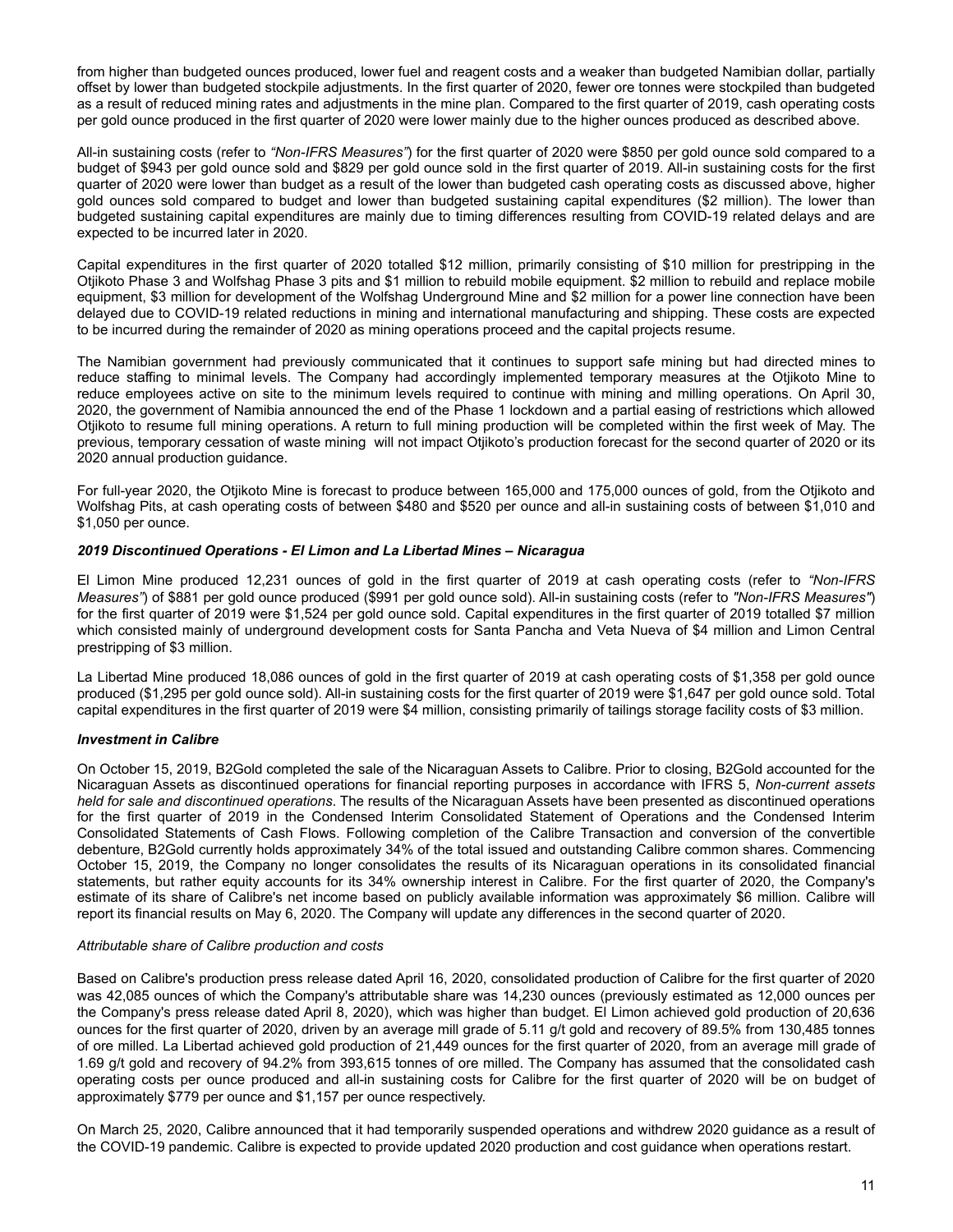from higher than budgeted ounces produced, lower fuel and reagent costs and a weaker than budgeted Namibian dollar, partially offset by lower than budgeted stockpile adjustments. In the first quarter of 2020, fewer ore tonnes were stockpiled than budgeted as a result of reduced mining rates and adjustments in the mine plan. Compared to the first quarter of 2019, cash operating costs per gold ounce produced in the first quarter of 2020 were lower mainly due to the higher ounces produced as described above.

All-in sustaining costs (refer to *"Non-IFRS Measures"*) for the first quarter of 2020 were $850 per gold ounce sold compared to a budget of $943 per gold ounce sold and $829 per gold ounce sold in the first quarter of 2019. All-in sustaining costs for the first quarter of 2020 were lower than budget as a result of the lower than budgeted cash operating costs as discussed above, higher gold ounces sold compared to budget and lower than budgeted sustaining capital expenditures ($2 million). The lower than budgeted sustaining capital expenditures are mainly due to timing differences resulting from COVID-19 related delays and are expected to be incurred later in 2020.

Capital expenditures in the first quarter of 2020 totalled $12 million, primarily consisting of $10 million for prestripping in the Otjikoto Phase 3 and Wolfshag Phase 3 pits and $1 million to rebuild mobile equipment. $2 million to rebuild and replace mobile equipment, $3 million for development of the Wolfshag Underground Mine and $2 million for a power line connection have been delayed due to COVID-19 related reductions in mining and international manufacturing and shipping. These costs are expected to be incurred during the remainder of 2020 as mining operations proceed and the capital projects resume.

The Namibian government had previously communicated that it continues to support safe mining but had directed mines to reduce staffing to minimal levels. The Company had accordingly implemented temporary measures at the Otjikoto Mine to reduce employees active on site to the minimum levels required to continue with mining and milling operations. On April 30, 2020, the government of Namibia announced the end of the Phase 1 lockdown and a partial easing of restrictions which allowed Otjikoto to resume full mining operations. A return to full mining production will be completed within the first week of May. The previous, temporary cessation of waste mining will not impact Otjikoto's production forecast for the second quarter of 2020 or its 2020 annual production guidance.

For full-year 2020, the Otjikoto Mine is forecast to produce between 165,000 and 175,000 ounces of gold, from the Otjikoto and Wolfshag Pits, at cash operating costs of between $480 and $520 per ounce and all-in sustaining costs of between $1,010 and $1,050 per ounce.

### *2019 Discontinued Operations - El Limon and La Libertad Mines – Nicaragua*

El Limon Mine produced 12,231 ounces of gold in the first quarter of 2019 at cash operating costs (refer to *"Non-IFRS Measures"*) of $881 per gold ounce produced ($991 per gold ounce sold). All-in sustaining costs (refer to *"Non-IFRS Measures"*) for the first quarter of 2019 were $1,524 per gold ounce sold. Capital expenditures in the first quarter of 2019 totalled $7 million which consisted mainly of underground development costs for Santa Pancha and Veta Nueva of $4 million and Limon Central prestripping of $3 million.

La Libertad Mine produced 18,086 ounces of gold in the first quarter of 2019 at cash operating costs of $1,358 per gold ounce produced ($1,295 per gold ounce sold). All-in sustaining costs for the first quarter of 2019 were $1,647 per gold ounce sold. Total capital expenditures in the first quarter of 2019 were $4 million, consisting primarily of tailings storage facility costs of $3 million.

### *Investment in Calibre*

On October 15, 2019, B2Gold completed the sale of the Nicaraguan Assets to Calibre. Prior to closing, B2Gold accounted for the Nicaraguan Assets as discontinued operations for financial reporting purposes in accordance with IFRS 5, *Non-current assets held for sale and discontinued operations*. The results of the Nicaraguan Assets have been presented as discontinued operations for the first quarter of 2019 in the Condensed Interim Consolidated Statement of Operations and the Condensed Interim Consolidated Statements of Cash Flows. Following completion of the Calibre Transaction and conversion of the convertible debenture, B2Gold currently holds approximately 34% of the total issued and outstanding Calibre common shares. Commencing October 15, 2019, the Company no longer consolidates the results of its Nicaraguan operations in its consolidated financial statements, but rather equity accounts for its 34% ownership interest in Calibre. For the first quarter of 2020, the Company's estimate of its share of Calibre's net income based on publicly available information was approximately $6 million. Calibre will report its financial results on May 6, 2020. The Company will update any differences in the second quarter of 2020.

*Attributable share of Calibre production and costs*

Based on Calibre's production press release dated April 16, 2020, consolidated production of Calibre for the first quarter of 2020 was 42,085 ounces of which the Company's attributable share was 14,230 ounces (previously estimated as 12,000 ounces per the Company's press release dated April 8, 2020), which was higher than budget. El Limon achieved gold production of 20,636 ounces for the first quarter of 2020, driven by an average mill grade of 5.11 g/t gold and recovery of 89.5% from 130,485 tonnes of ore milled. La Libertad achieved gold production of 21,449 ounces for the first quarter of 2020, from an average mill grade of 1.69 g/t gold and recovery of 94.2% from 393,615 tonnes of ore milled. The Company has assumed that the consolidated cash operating costs per ounce produced and all-in sustaining costs for Calibre for the first quarter of 2020 will be on budget of approximately $779 per ounce and $1,157 per ounce respectively.

On March 25, 2020, Calibre announced that it had temporarily suspended operations and withdrew 2020 guidance as a result of the COVID-19 pandemic. Calibre is expected to provide updated 2020 production and cost guidance when operations restart.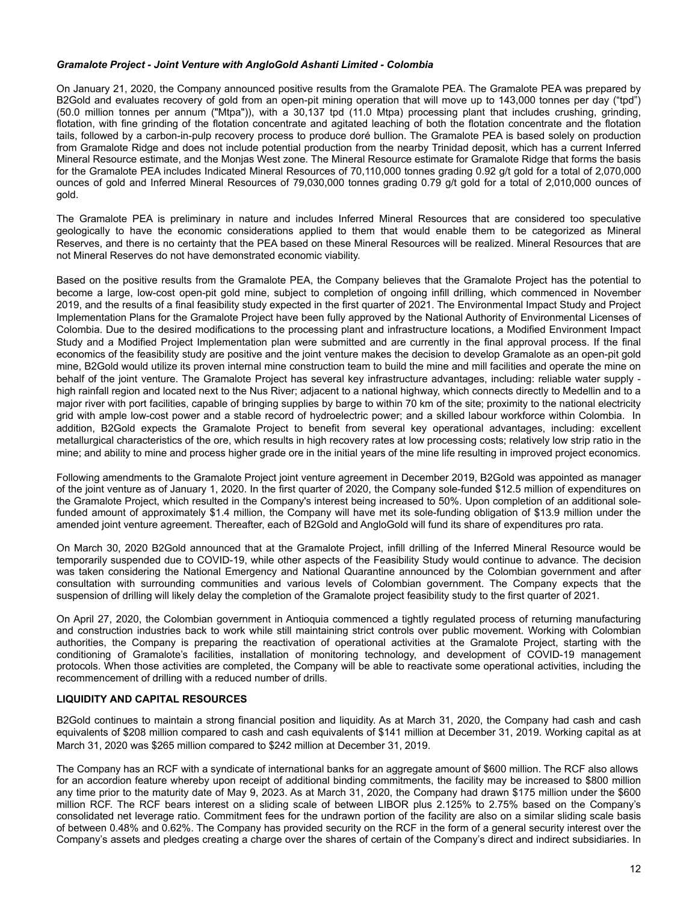***Gramalote Project - Joint Venture with AngloGold Ashanti Limited - Colombia***

On January 21, 2020, the Company announced positive results from the Gramalote PEA. The Gramalote PEA was prepared by B2Gold and evaluates recovery of gold from an open-pit mining operation that will move up to 143,000 tonnes per day ("tpd") (50.0 million tonnes per annum ("Mtpa")), with a 30,137 tpd (11.0 Mtpa) processing plant that includes crushing, grinding, flotation, with fine grinding of the flotation concentrate and agitated leaching of both the flotation concentrate and the flotation tails, followed by a carbon-in-pulp recovery process to produce doré bullion. The Gramalote PEA is based solely on production from Gramalote Ridge and does not include potential production from the nearby Trinidad deposit, which has a current Inferred Mineral Resource estimate, and the Monjas West zone. The Mineral Resource estimate for Gramalote Ridge that forms the basis for the Gramalote PEA includes Indicated Mineral Resources of 70,110,000 tonnes grading 0.92 g/t gold for a total of 2,070,000 ounces of gold and Inferred Mineral Resources of 79,030,000 tonnes grading 0.79 g/t gold for a total of 2,010,000 ounces of gold.

The Gramalote PEA is preliminary in nature and includes Inferred Mineral Resources that are considered too speculative geologically to have the economic considerations applied to them that would enable them to be categorized as Mineral Reserves, and there is no certainty that the PEA based on these Mineral Resources will be realized. Mineral Resources that are not Mineral Reserves do not have demonstrated economic viability.

Based on the positive results from the Gramalote PEA, the Company believes that the Gramalote Project has the potential to become a large, low-cost open-pit gold mine, subject to completion of ongoing infill drilling, which commenced in November 2019, and the results of a final feasibility study expected in the first quarter of 2021. The Environmental Impact Study and Project Implementation Plans for the Gramalote Project have been fully approved by the National Authority of Environmental Licenses of Colombia. Due to the desired modifications to the processing plant and infrastructure locations, a Modified Environment Impact Study and a Modified Project Implementation plan were submitted and are currently in the final approval process. If the final economics of the feasibility study are positive and the joint venture makes the decision to develop Gramalote as an open-pit gold mine, B2Gold would utilize its proven internal mine construction team to build the mine and mill facilities and operate the mine on behalf of the joint venture. The Gramalote Project has several key infrastructure advantages, including: reliable water supply - high rainfall region and located next to the Nus River; adjacent to a national highway, which connects directly to Medellin and to a major river with port facilities, capable of bringing supplies by barge to within 70 km of the site; proximity to the national electricity grid with ample low-cost power and a stable record of hydroelectric power; and a skilled labour workforce within Colombia. In addition, B2Gold expects the Gramalote Project to benefit from several key operational advantages, including: excellent metallurgical characteristics of the ore, which results in high recovery rates at low processing costs; relatively low strip ratio in the mine; and ability to mine and process higher grade ore in the initial years of the mine life resulting in improved project economics.

Following amendments to the Gramalote Project joint venture agreement in December 2019, B2Gold was appointed as manager of the joint venture as of January 1, 2020. In the first quarter of 2020, the Company sole-funded $12.5 million of expenditures on the Gramalote Project, which resulted in the Company's interest being increased to 50%. Upon completion of an additional sole-funded amount of approximately $1.4 million, the Company will have met its sole-funding obligation of $13.9 million under the amended joint venture agreement. Thereafter, each of B2Gold and AngloGold will fund its share of expenditures pro rata.

On March 30, 2020 B2Gold announced that at the Gramalote Project, infill drilling of the Inferred Mineral Resource would be temporarily suspended due to COVID-19, while other aspects of the Feasibility Study would continue to advance. The decision was taken considering the National Emergency and National Quarantine announced by the Colombian government and after consultation with surrounding communities and various levels of Colombian government. The Company expects that the suspension of drilling will likely delay the completion of the Gramalote project feasibility study to the first quarter of 2021.

On April 27, 2020, the Colombian government in Antioquia commenced a tightly regulated process of returning manufacturing and construction industries back to work while still maintaining strict controls over public movement. Working with Colombian authorities, the Company is preparing the reactivation of operational activities at the Gramalote Project, starting with the conditioning of Gramalote's facilities, installation of monitoring technology, and development of COVID-19 management protocols. When those activities are completed, the Company will be able to reactivate some operational activities, including the recommencement of drilling with a reduced number of drills.

## LIQUIDITY AND CAPITAL RESOURCES

B2Gold continues to maintain a strong financial position and liquidity. As at March 31, 2020, the Company had cash and cash equivalents of $208 million compared to cash and cash equivalents of $141 million at December 31, 2019. Working capital as at March 31, 2020 was $265 million compared to $242 million at December 31, 2019.

The Company has an RCF with a syndicate of international banks for an aggregate amount of $600 million. The RCF also allows for an accordion feature whereby upon receipt of additional binding commitments, the facility may be increased to $800 million any time prior to the maturity date of May 9, 2023. As at March 31, 2020, the Company had drawn $175 million under the $600 million RCF. The RCF bears interest on a sliding scale of between LIBOR plus 2.125% to 2.75% based on the Company's consolidated net leverage ratio. Commitment fees for the undrawn portion of the facility are also on a similar sliding scale basis of between 0.48% and 0.62%. The Company has provided security on the RCF in the form of a general security interest over the Company's assets and pledges creating a charge over the shares of certain of the Company's direct and indirect subsidiaries. In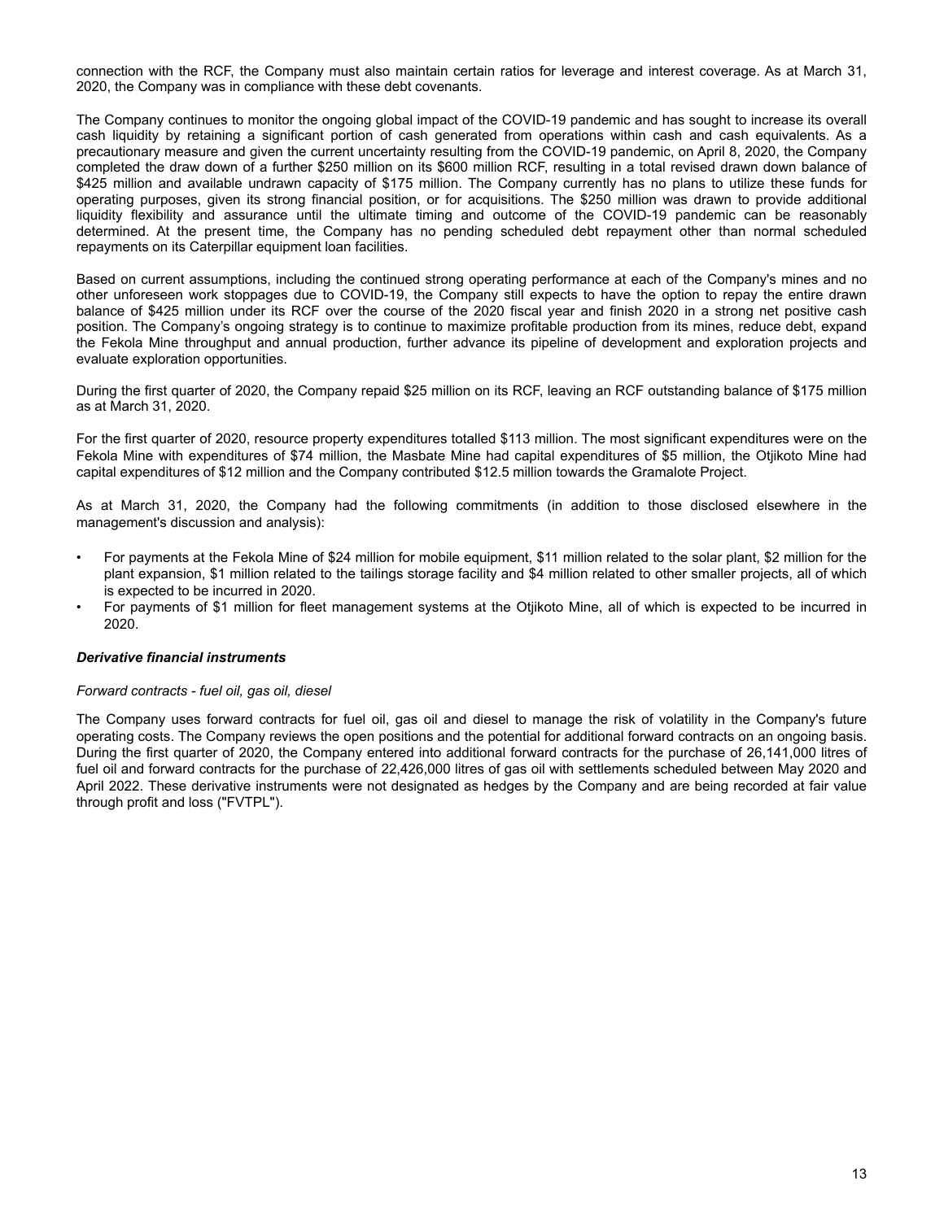connection with the RCF, the Company must also maintain certain ratios for leverage and interest coverage. As at March 31, 2020, the Company was in compliance with these debt covenants.

The Company continues to monitor the ongoing global impact of the COVID-19 pandemic and has sought to increase its overall cash liquidity by retaining a significant portion of cash generated from operations within cash and cash equivalents. As a precautionary measure and given the current uncertainty resulting from the COVID-19 pandemic, on April 8, 2020, the Company completed the draw down of a further $250 million on its $600 million RCF, resulting in a total revised drawn down balance of $425 million and available undrawn capacity of $175 million. The Company currently has no plans to utilize these funds for operating purposes, given its strong financial position, or for acquisitions. The $250 million was drawn to provide additional liquidity flexibility and assurance until the ultimate timing and outcome of the COVID-19 pandemic can be reasonably determined. At the present time, the Company has no pending scheduled debt repayment other than normal scheduled repayments on its Caterpillar equipment loan facilities.

Based on current assumptions, including the continued strong operating performance at each of the Company's mines and no other unforeseen work stoppages due to COVID-19, the Company still expects to have the option to repay the entire drawn balance of $425 million under its RCF over the course of the 2020 fiscal year and finish 2020 in a strong net positive cash position. The Company's ongoing strategy is to continue to maximize profitable production from its mines, reduce debt, expand the Fekola Mine throughput and annual production, further advance its pipeline of development and exploration projects and evaluate exploration opportunities.

During the first quarter of 2020, the Company repaid $25 million on its RCF, leaving an RCF outstanding balance of $175 million as at March 31, 2020.

For the first quarter of 2020, resource property expenditures totalled $113 million. The most significant expenditures were on the Fekola Mine with expenditures of $74 million, the Masbate Mine had capital expenditures of $5 million, the Otjikoto Mine had capital expenditures of $12 million and the Company contributed $12.5 million towards the Gramalote Project.

As at March 31, 2020, the Company had the following commitments (in addition to those disclosed elsewhere in the management's discussion and analysis):

- For payments at the Fekola Mine of $24 million for mobile equipment, $11 million related to the solar plant, $2 million for the plant expansion, $1 million related to the tailings storage facility and $4 million related to other smaller projects, all of which is expected to be incurred in 2020.
- For payments of $1 million for fleet management systems at the Otjikoto Mine, all of which is expected to be incurred in 2020.

### *Derivative financial instruments*

*Forward contracts - fuel oil, gas oil, diesel*

The Company uses forward contracts for fuel oil, gas oil and diesel to manage the risk of volatility in the Company's future operating costs. The Company reviews the open positions and the potential for additional forward contracts on an ongoing basis. During the first quarter of 2020, the Company entered into additional forward contracts for the purchase of 26,141,000 litres of fuel oil and forward contracts for the purchase of 22,426,000 litres of gas oil with settlements scheduled between May 2020 and April 2022. These derivative instruments were not designated as hedges by the Company and are being recorded at fair value through profit and loss ("FVTPL").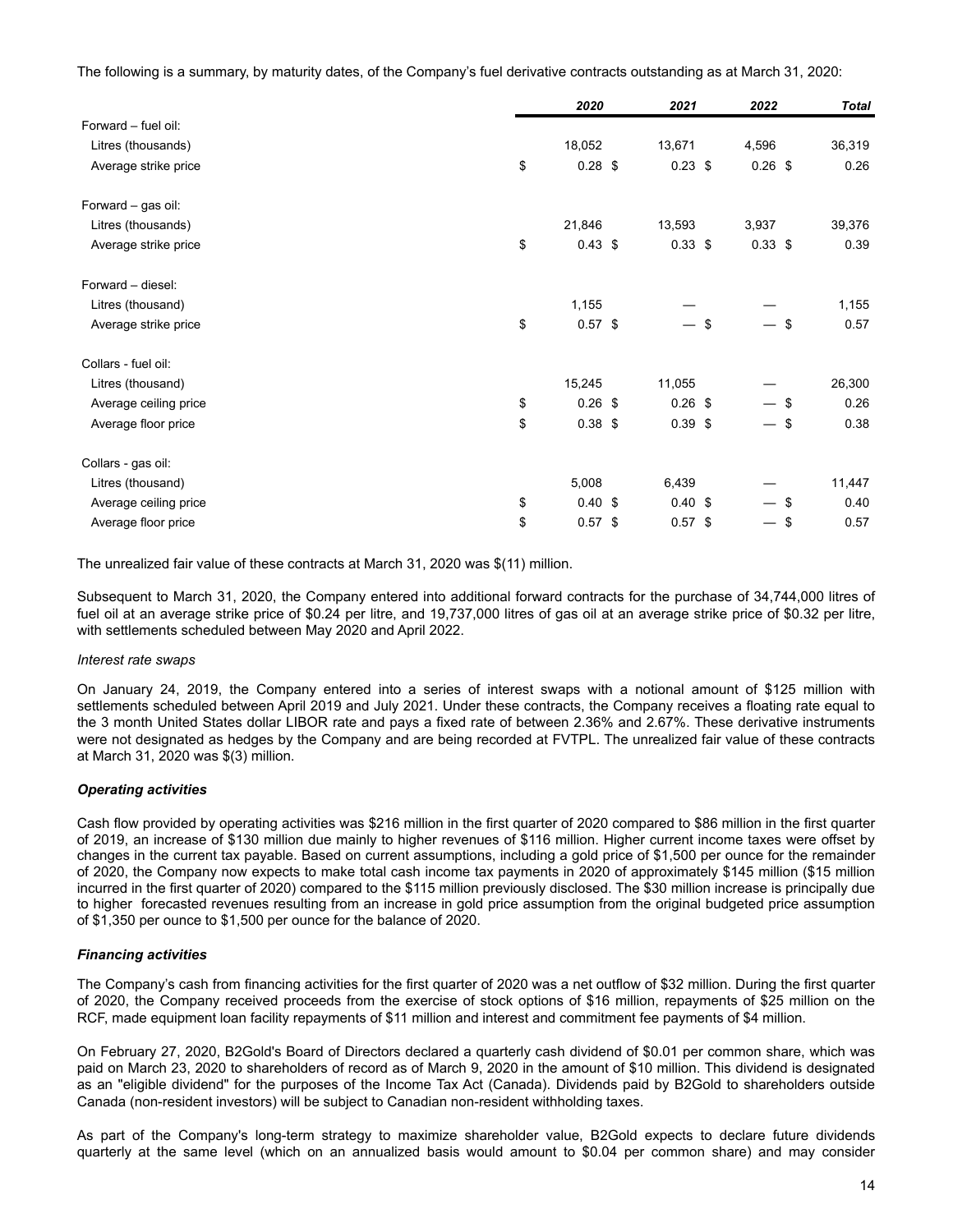The following is a summary, by maturity dates, of the Company's fuel derivative contracts outstanding as at March 31, 2020:

| | *2020* | *2021* | *2022* | ***Total*** |
|---|---|---|---|---|
| Forward – fuel oil: | | | | |
| Litres (thousands) | 18,052 | 13,671 | 4,596 | 36,319 |
| Average strike price | $ 0.28 | $ 0.23 | $ 0.26 | $ 0.26 |
| | | | | |
| Forward – gas oil: | | | | |
| Litres (thousands) | 21,846 | 13,593 | 3,937 | 39,376 |
| Average strike price | $ 0.43 | $ 0.33 | $ 0.33 | $ 0.39 |
| | | | | |
| Forward – diesel: | | | | |
| Litres (thousand) | 1,155 | — | — | 1,155 |
| Average strike price | $ 0.57 | $ — | $ — | $ 0.57 |
| | | | | |
| Collars - fuel oil: | | | | |
| Litres (thousand) | 15,245 | 11,055 | — | 26,300 |
| Average ceiling price | $ 0.26 | $ 0.26 | $ — | $ 0.26 |
| Average floor price | $ 0.38 | $ 0.39 | $ — | $ 0.38 |
| | | | | |
| Collars - gas oil: | | | | |
| Litres (thousand) | 5,008 | 6,439 | — | 11,447 |
| Average ceiling price | $ 0.40 | $ 0.40 | $ — | $ 0.40 |
| Average floor price | $ 0.57 | $ 0.57 | $ — | $ 0.57 |

The unrealized fair value of these contracts at March 31, 2020 was $(11) million.

Subsequent to March 31, 2020, the Company entered into additional forward contracts for the purchase of 34,744,000 litres of fuel oil at an average strike price of $0.24 per litre, and 19,737,000 litres of gas oil at an average strike price of $0.32 per litre, with settlements scheduled between May 2020 and April 2022.

*Interest rate swaps*

On January 24, 2019, the Company entered into a series of interest swaps with a notional amount of $125 million with settlements scheduled between April 2019 and July 2021. Under these contracts, the Company receives a floating rate equal to the 3 month United States dollar LIBOR rate and pays a fixed rate of between 2.36% and 2.67%. These derivative instruments were not designated as hedges by the Company and are being recorded at FVTPL. The unrealized fair value of these contracts at March 31, 2020 was $(3) million.

***Operating activities***

Cash flow provided by operating activities was $216 million in the first quarter of 2020 compared to $86 million in the first quarter of 2019, an increase of $130 million due mainly to higher revenues of $116 million. Higher current income taxes were offset by changes in the current tax payable. Based on current assumptions, including a gold price of $1,500 per ounce for the remainder of 2020, the Company now expects to make total cash income tax payments in 2020 of approximately $145 million ($15 million incurred in the first quarter of 2020) compared to the $115 million previously disclosed. The $30 million increase is principally due to higher forecasted revenues resulting from an increase in gold price assumption from the original budgeted price assumption of $1,350 per ounce to $1,500 per ounce for the balance of 2020.

***Financing activities***

The Company's cash from financing activities for the first quarter of 2020 was a net outflow of $32 million. During the first quarter of 2020, the Company received proceeds from the exercise of stock options of $16 million, repayments of $25 million on the RCF, made equipment loan facility repayments of $11 million and interest and commitment fee payments of $4 million.

On February 27, 2020, B2Gold's Board of Directors declared a quarterly cash dividend of $0.01 per common share, which was paid on March 23, 2020 to shareholders of record as of March 9, 2020 in the amount of $10 million. This dividend is designated as an "eligible dividend" for the purposes of the Income Tax Act (Canada). Dividends paid by B2Gold to shareholders outside Canada (non-resident investors) will be subject to Canadian non-resident withholding taxes.

As part of the Company's long-term strategy to maximize shareholder value, B2Gold expects to declare future dividends quarterly at the same level (which on an annualized basis would amount to $0.04 per common share) and may consider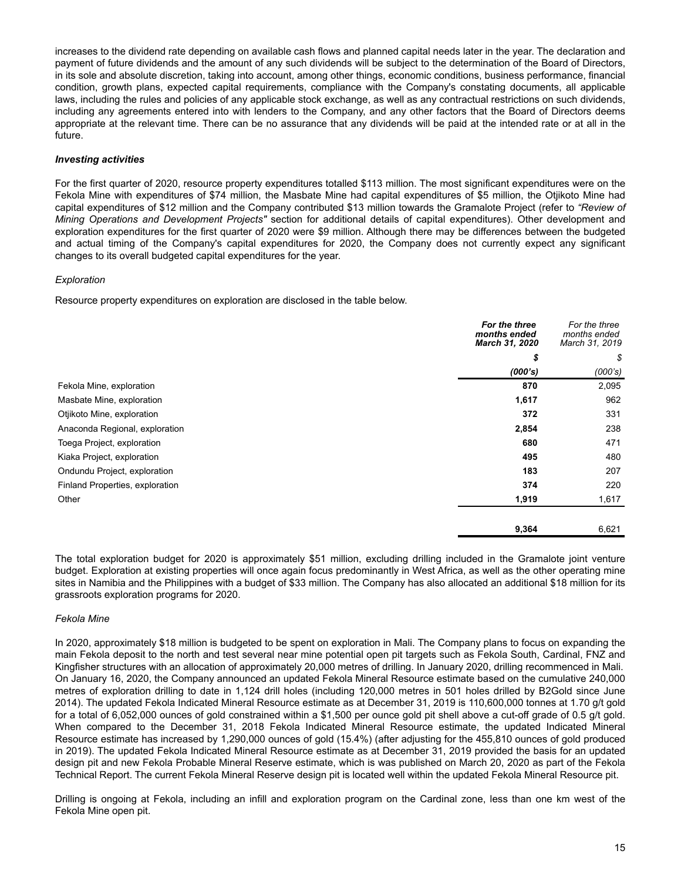increases to the dividend rate depending on available cash flows and planned capital needs later in the year. The declaration and payment of future dividends and the amount of any such dividends will be subject to the determination of the Board of Directors, in its sole and absolute discretion, taking into account, among other things, economic conditions, business performance, financial condition, growth plans, expected capital requirements, compliance with the Company's constating documents, all applicable laws, including the rules and policies of any applicable stock exchange, as well as any contractual restrictions on such dividends, including any agreements entered into with lenders to the Company, and any other factors that the Board of Directors deems appropriate at the relevant time. There can be no assurance that any dividends will be paid at the intended rate or at all in the future.

***Investing activities***

For the first quarter of 2020, resource property expenditures totalled $113 million. The most significant expenditures were on the Fekola Mine with expenditures of $74 million, the Masbate Mine had capital expenditures of $5 million, the Otjikoto Mine had capital expenditures of $12 million and the Company contributed $13 million towards the Gramalote Project (refer to *"Review of Mining Operations and Development Projects"* section for additional details of capital expenditures). Other development and exploration expenditures for the first quarter of 2020 were $9 million. Although there may be differences between the budgeted and actual timing of the Company's capital expenditures for 2020, the Company does not currently expect any significant changes to its overall budgeted capital expenditures for the year.

*Exploration*

Resource property expenditures on exploration are disclosed in the table below.

| | ***For the three months ended March 31, 2020*** | *For the three months ended March 31, 2019* |
|---|---|---|
| | ***$*** | *$* |
| | ***(000's)*** | *(000's)* |
| Fekola Mine, exploration | **870** | 2,095 |
| Masbate Mine, exploration | **1,617** | 962 |
| Otjikoto Mine, exploration | **372** | 331 |
| Anaconda Regional, exploration | **2,854** | 238 |
| Toega Project, exploration | **680** | 471 |
| Kiaka Project, exploration | **495** | 480 |
| Ondundu Project, exploration | **183** | 207 |
| Finland Properties, exploration | **374** | 220 |
| Other | **1,919** | 1,617 |
| | **9,364** | 6,621 |

The total exploration budget for 2020 is approximately $51 million, excluding drilling included in the Gramalote joint venture budget. Exploration at existing properties will once again focus predominantly in West Africa, as well as the other operating mine sites in Namibia and the Philippines with a budget of $33 million. The Company has also allocated an additional $18 million for its grassroots exploration programs for 2020.

*Fekola Mine*

In 2020, approximately $18 million is budgeted to be spent on exploration in Mali. The Company plans to focus on expanding the main Fekola deposit to the north and test several near mine potential open pit targets such as Fekola South, Cardinal, FNZ and Kingfisher structures with an allocation of approximately 20,000 metres of drilling. In January 2020, drilling recommenced in Mali. On January 16, 2020, the Company announced an updated Fekola Mineral Resource estimate based on the cumulative 240,000 metres of exploration drilling to date in 1,124 drill holes (including 120,000 metres in 501 holes drilled by B2Gold since June 2014). The updated Fekola Indicated Mineral Resource estimate as at December 31, 2019 is 110,600,000 tonnes at 1.70 g/t gold for a total of 6,052,000 ounces of gold constrained within a $1,500 per ounce gold pit shell above a cut-off grade of 0.5 g/t gold. When compared to the December 31, 2018 Fekola Indicated Mineral Resource estimate, the updated Indicated Mineral Resource estimate has increased by 1,290,000 ounces of gold (15.4%) (after adjusting for the 455,810 ounces of gold produced in 2019). The updated Fekola Indicated Mineral Resource estimate as at December 31, 2019 provided the basis for an updated design pit and new Fekola Probable Mineral Reserve estimate, which is was published on March 20, 2020 as part of the Fekola Technical Report. The current Fekola Mineral Reserve design pit is located well within the updated Fekola Mineral Resource pit.

Drilling is ongoing at Fekola, including an infill and exploration program on the Cardinal zone, less than one km west of the Fekola Mine open pit.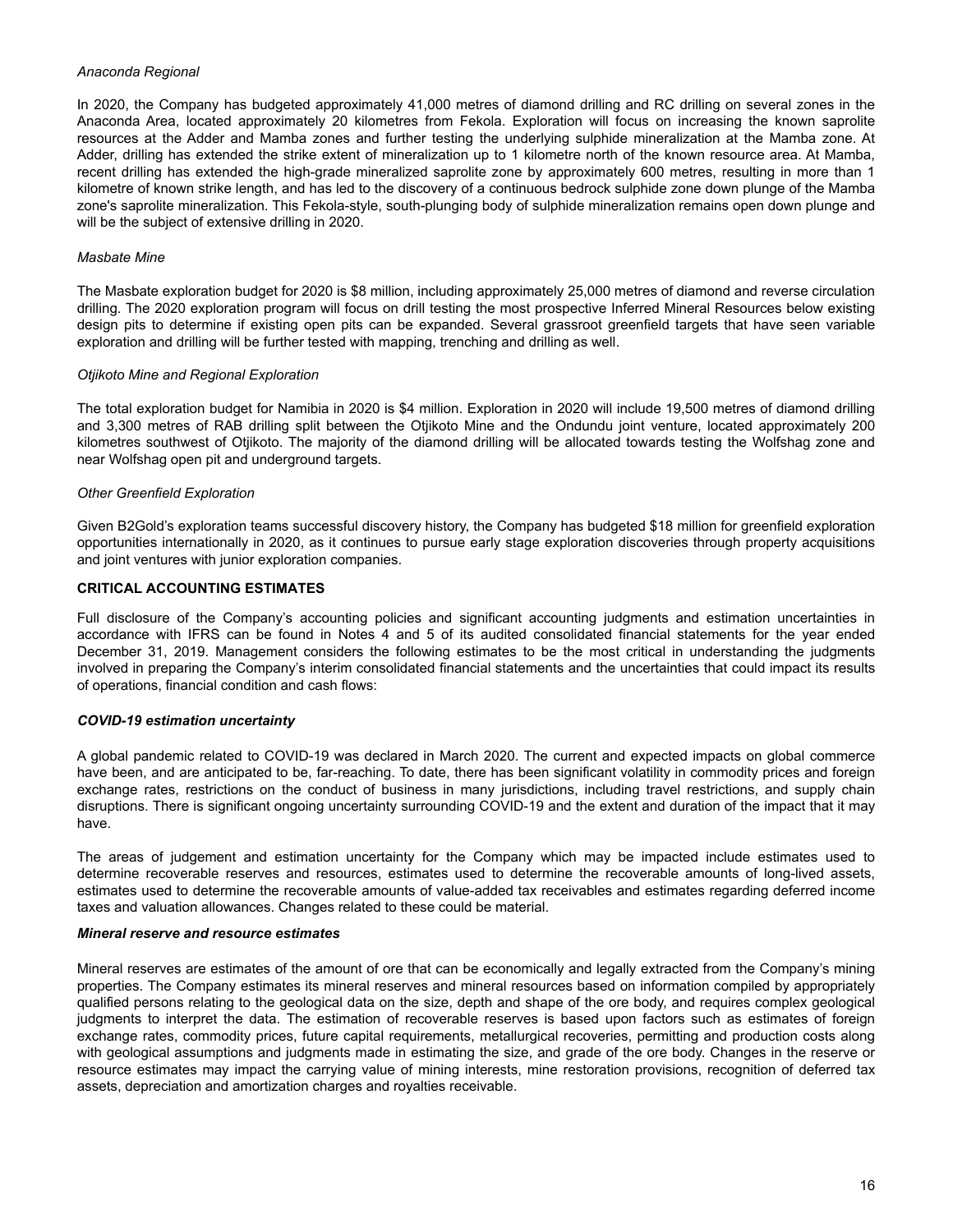*Anaconda Regional*

In 2020, the Company has budgeted approximately 41,000 metres of diamond drilling and RC drilling on several zones in the Anaconda Area, located approximately 20 kilometres from Fekola. Exploration will focus on increasing the known saprolite resources at the Adder and Mamba zones and further testing the underlying sulphide mineralization at the Mamba zone. At Adder, drilling has extended the strike extent of mineralization up to 1 kilometre north of the known resource area. At Mamba, recent drilling has extended the high-grade mineralized saprolite zone by approximately 600 metres, resulting in more than 1 kilometre of known strike length, and has led to the discovery of a continuous bedrock sulphide zone down plunge of the Mamba zone's saprolite mineralization. This Fekola-style, south-plunging body of sulphide mineralization remains open down plunge and will be the subject of extensive drilling in 2020.

*Masbate Mine*

The Masbate exploration budget for 2020 is $8 million, including approximately 25,000 metres of diamond and reverse circulation drilling. The 2020 exploration program will focus on drill testing the most prospective Inferred Mineral Resources below existing design pits to determine if existing open pits can be expanded. Several grassroot greenfield targets that have seen variable exploration and drilling will be further tested with mapping, trenching and drilling as well.

*Otjikoto Mine and Regional Exploration*

The total exploration budget for Namibia in 2020 is $4 million. Exploration in 2020 will include 19,500 metres of diamond drilling and 3,300 metres of RAB drilling split between the Otjikoto Mine and the Ondundu joint venture, located approximately 200 kilometres southwest of Otjikoto. The majority of the diamond drilling will be allocated towards testing the Wolfshag zone and near Wolfshag open pit and underground targets.

*Other Greenfield Exploration*

Given B2Gold's exploration teams successful discovery history, the Company has budgeted $18 million for greenfield exploration opportunities internationally in 2020, as it continues to pursue early stage exploration discoveries through property acquisitions and joint ventures with junior exploration companies.

## CRITICAL ACCOUNTING ESTIMATES

Full disclosure of the Company's accounting policies and significant accounting judgments and estimation uncertainties in accordance with IFRS can be found in Notes 4 and 5 of its audited consolidated financial statements for the year ended December 31, 2019. Management considers the following estimates to be the most critical in understanding the judgments involved in preparing the Company's interim consolidated financial statements and the uncertainties that could impact its results of operations, financial condition and cash flows:

### *COVID-19 estimation uncertainty*

A global pandemic related to COVID-19 was declared in March 2020. The current and expected impacts on global commerce have been, and are anticipated to be, far-reaching. To date, there has been significant volatility in commodity prices and foreign exchange rates, restrictions on the conduct of business in many jurisdictions, including travel restrictions, and supply chain disruptions. There is significant ongoing uncertainty surrounding COVID-19 and the extent and duration of the impact that it may have.

The areas of judgement and estimation uncertainty for the Company which may be impacted include estimates used to determine recoverable reserves and resources, estimates used to determine the recoverable amounts of long-lived assets, estimates used to determine the recoverable amounts of value-added tax receivables and estimates regarding deferred income taxes and valuation allowances. Changes related to these could be material.

### *Mineral reserve and resource estimates*

Mineral reserves are estimates of the amount of ore that can be economically and legally extracted from the Company's mining properties. The Company estimates its mineral reserves and mineral resources based on information compiled by appropriately qualified persons relating to the geological data on the size, depth and shape of the ore body, and requires complex geological judgments to interpret the data. The estimation of recoverable reserves is based upon factors such as estimates of foreign exchange rates, commodity prices, future capital requirements, metallurgical recoveries, permitting and production costs along with geological assumptions and judgments made in estimating the size, and grade of the ore body. Changes in the reserve or resource estimates may impact the carrying value of mining interests, mine restoration provisions, recognition of deferred tax assets, depreciation and amortization charges and royalties receivable.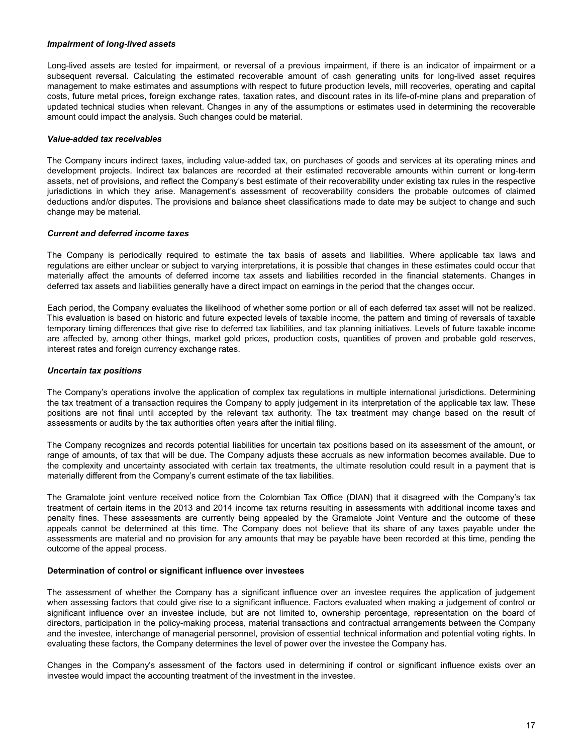***Impairment of long-lived assets***

Long-lived assets are tested for impairment, or reversal of a previous impairment, if there is an indicator of impairment or a subsequent reversal. Calculating the estimated recoverable amount of cash generating units for long-lived asset requires management to make estimates and assumptions with respect to future production levels, mill recoveries, operating and capital costs, future metal prices, foreign exchange rates, taxation rates, and discount rates in its life-of-mine plans and preparation of updated technical studies when relevant. Changes in any of the assumptions or estimates used in determining the recoverable amount could impact the analysis. Such changes could be material.

***Value-added tax receivables***

The Company incurs indirect taxes, including value-added tax, on purchases of goods and services at its operating mines and development projects. Indirect tax balances are recorded at their estimated recoverable amounts within current or long-term assets, net of provisions, and reflect the Company's best estimate of their recoverability under existing tax rules in the respective jurisdictions in which they arise. Management's assessment of recoverability considers the probable outcomes of claimed deductions and/or disputes. The provisions and balance sheet classifications made to date may be subject to change and such change may be material.

***Current and deferred income taxes***

The Company is periodically required to estimate the tax basis of assets and liabilities. Where applicable tax laws and regulations are either unclear or subject to varying interpretations, it is possible that changes in these estimates could occur that materially affect the amounts of deferred income tax assets and liabilities recorded in the financial statements. Changes in deferred tax assets and liabilities generally have a direct impact on earnings in the period that the changes occur.

Each period, the Company evaluates the likelihood of whether some portion or all of each deferred tax asset will not be realized. This evaluation is based on historic and future expected levels of taxable income, the pattern and timing of reversals of taxable temporary timing differences that give rise to deferred tax liabilities, and tax planning initiatives. Levels of future taxable income are affected by, among other things, market gold prices, production costs, quantities of proven and probable gold reserves, interest rates and foreign currency exchange rates.

***Uncertain tax positions***

The Company's operations involve the application of complex tax regulations in multiple international jurisdictions. Determining the tax treatment of a transaction requires the Company to apply judgement in its interpretation of the applicable tax law. These positions are not final until accepted by the relevant tax authority. The tax treatment may change based on the result of assessments or audits by the tax authorities often years after the initial filing.

The Company recognizes and records potential liabilities for uncertain tax positions based on its assessment of the amount, or range of amounts, of tax that will be due. The Company adjusts these accruals as new information becomes available. Due to the complexity and uncertainty associated with certain tax treatments, the ultimate resolution could result in a payment that is materially different from the Company's current estimate of the tax liabilities.

The Gramalote joint venture received notice from the Colombian Tax Office (DIAN) that it disagreed with the Company's tax treatment of certain items in the 2013 and 2014 income tax returns resulting in assessments with additional income taxes and penalty fines. These assessments are currently being appealed by the Gramalote Joint Venture and the outcome of these appeals cannot be determined at this time. The Company does not believe that its share of any taxes payable under the assessments are material and no provision for any amounts that may be payable have been recorded at this time, pending the outcome of the appeal process.

**Determination of control or significant influence over investees**

The assessment of whether the Company has a significant influence over an investee requires the application of judgement when assessing factors that could give rise to a significant influence. Factors evaluated when making a judgement of control or significant influence over an investee include, but are not limited to, ownership percentage, representation on the board of directors, participation in the policy-making process, material transactions and contractual arrangements between the Company and the investee, interchange of managerial personnel, provision of essential technical information and potential voting rights. In evaluating these factors, the Company determines the level of power over the investee the Company has.

Changes in the Company's assessment of the factors used in determining if control or significant influence exists over an investee would impact the accounting treatment of the investment in the investee.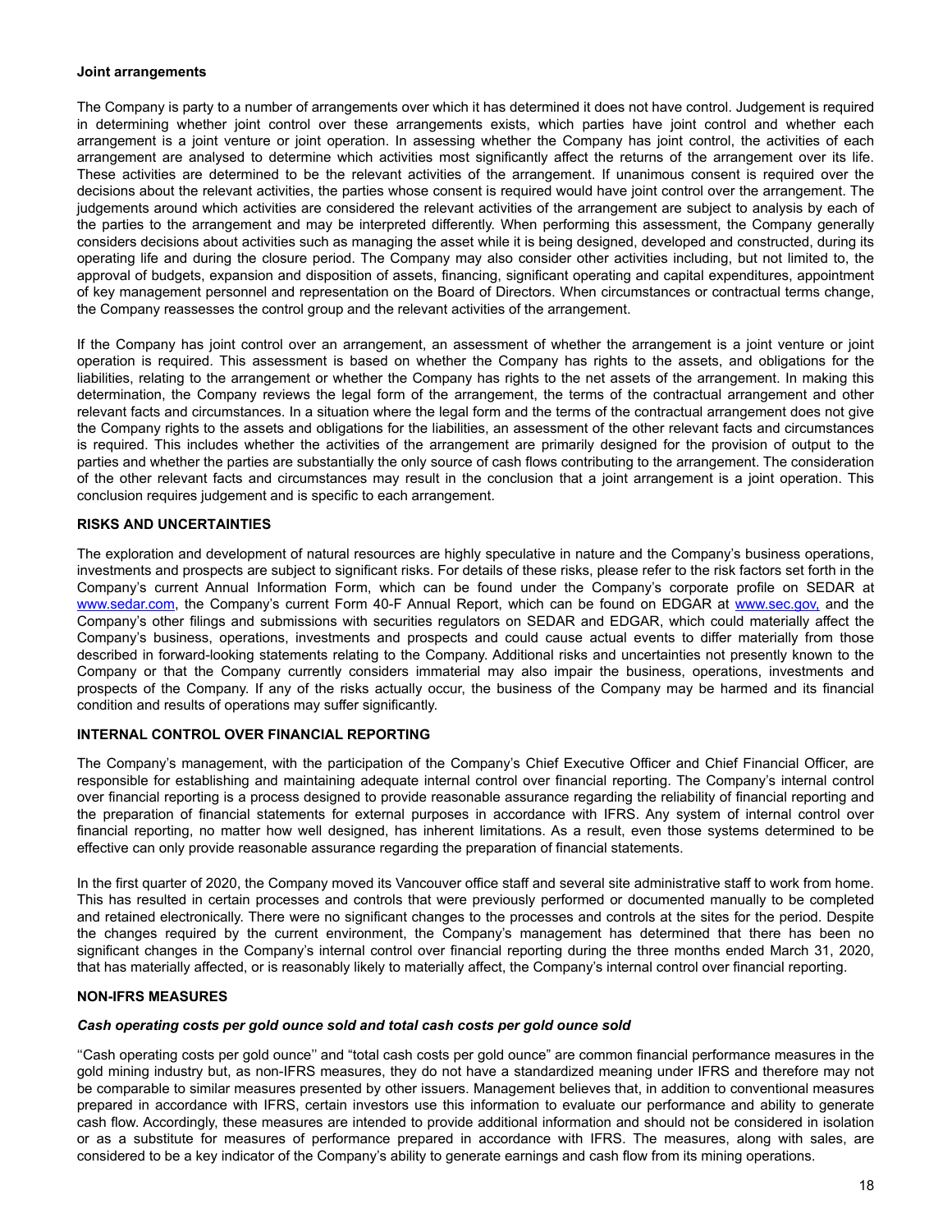**Joint arrangements**

The Company is party to a number of arrangements over which it has determined it does not have control. Judgement is required in determining whether joint control over these arrangements exists, which parties have joint control and whether each arrangement is a joint venture or joint operation. In assessing whether the Company has joint control, the activities of each arrangement are analysed to determine which activities most significantly affect the returns of the arrangement over its life. These activities are determined to be the relevant activities of the arrangement. If unanimous consent is required over the decisions about the relevant activities, the parties whose consent is required would have joint control over the arrangement. The judgements around which activities are considered the relevant activities of the arrangement are subject to analysis by each of the parties to the arrangement and may be interpreted differently. When performing this assessment, the Company generally considers decisions about activities such as managing the asset while it is being designed, developed and constructed, during its operating life and during the closure period. The Company may also consider other activities including, but not limited to, the approval of budgets, expansion and disposition of assets, financing, significant operating and capital expenditures, appointment of key management personnel and representation on the Board of Directors. When circumstances or contractual terms change, the Company reassesses the control group and the relevant activities of the arrangement.

If the Company has joint control over an arrangement, an assessment of whether the arrangement is a joint venture or joint operation is required. This assessment is based on whether the Company has rights to the assets, and obligations for the liabilities, relating to the arrangement or whether the Company has rights to the net assets of the arrangement. In making this determination, the Company reviews the legal form of the arrangement, the terms of the contractual arrangement and other relevant facts and circumstances. In a situation where the legal form and the terms of the contractual arrangement does not give the Company rights to the assets and obligations for the liabilities, an assessment of the other relevant facts and circumstances is required. This includes whether the activities of the arrangement are primarily designed for the provision of output to the parties and whether the parties are substantially the only source of cash flows contributing to the arrangement. The consideration of the other relevant facts and circumstances may result in the conclusion that a joint arrangement is a joint operation. This conclusion requires judgement and is specific to each arrangement.

## RISKS AND UNCERTAINTIES

The exploration and development of natural resources are highly speculative in nature and the Company's business operations, investments and prospects are subject to significant risks. For details of these risks, please refer to the risk factors set forth in the Company's current Annual Information Form, which can be found under the Company's corporate profile on SEDAR at www.sedar.com, the Company's current Form 40-F Annual Report, which can be found on EDGAR at www.sec.gov, and the Company's other filings and submissions with securities regulators on SEDAR and EDGAR, which could materially affect the Company's business, operations, investments and prospects and could cause actual events to differ materially from those described in forward-looking statements relating to the Company. Additional risks and uncertainties not presently known to the Company or that the Company currently considers immaterial may also impair the business, operations, investments and prospects of the Company. If any of the risks actually occur, the business of the Company may be harmed and its financial condition and results of operations may suffer significantly.

## INTERNAL CONTROL OVER FINANCIAL REPORTING

The Company's management, with the participation of the Company's Chief Executive Officer and Chief Financial Officer, are responsible for establishing and maintaining adequate internal control over financial reporting. The Company's internal control over financial reporting is a process designed to provide reasonable assurance regarding the reliability of financial reporting and the preparation of financial statements for external purposes in accordance with IFRS. Any system of internal control over financial reporting, no matter how well designed, has inherent limitations. As a result, even those systems determined to be effective can only provide reasonable assurance regarding the preparation of financial statements.

In the first quarter of 2020, the Company moved its Vancouver office staff and several site administrative staff to work from home. This has resulted in certain processes and controls that were previously performed or documented manually to be completed and retained electronically. There were no significant changes to the processes and controls at the sites for the period. Despite the changes required by the current environment, the Company's management has determined that there has been no significant changes in the Company's internal control over financial reporting during the three months ended March 31, 2020, that has materially affected, or is reasonably likely to materially affect, the Company's internal control over financial reporting.

## NON-IFRS MEASURES

### *Cash operating costs per gold ounce sold and total cash costs per gold ounce sold*

''Cash operating costs per gold ounce'' and "total cash costs per gold ounce" are common financial performance measures in the gold mining industry but, as non-IFRS measures, they do not have a standardized meaning under IFRS and therefore may not be comparable to similar measures presented by other issuers. Management believes that, in addition to conventional measures prepared in accordance with IFRS, certain investors use this information to evaluate our performance and ability to generate cash flow. Accordingly, these measures are intended to provide additional information and should not be considered in isolation or as a substitute for measures of performance prepared in accordance with IFRS. The measures, along with sales, are considered to be a key indicator of the Company's ability to generate earnings and cash flow from its mining operations.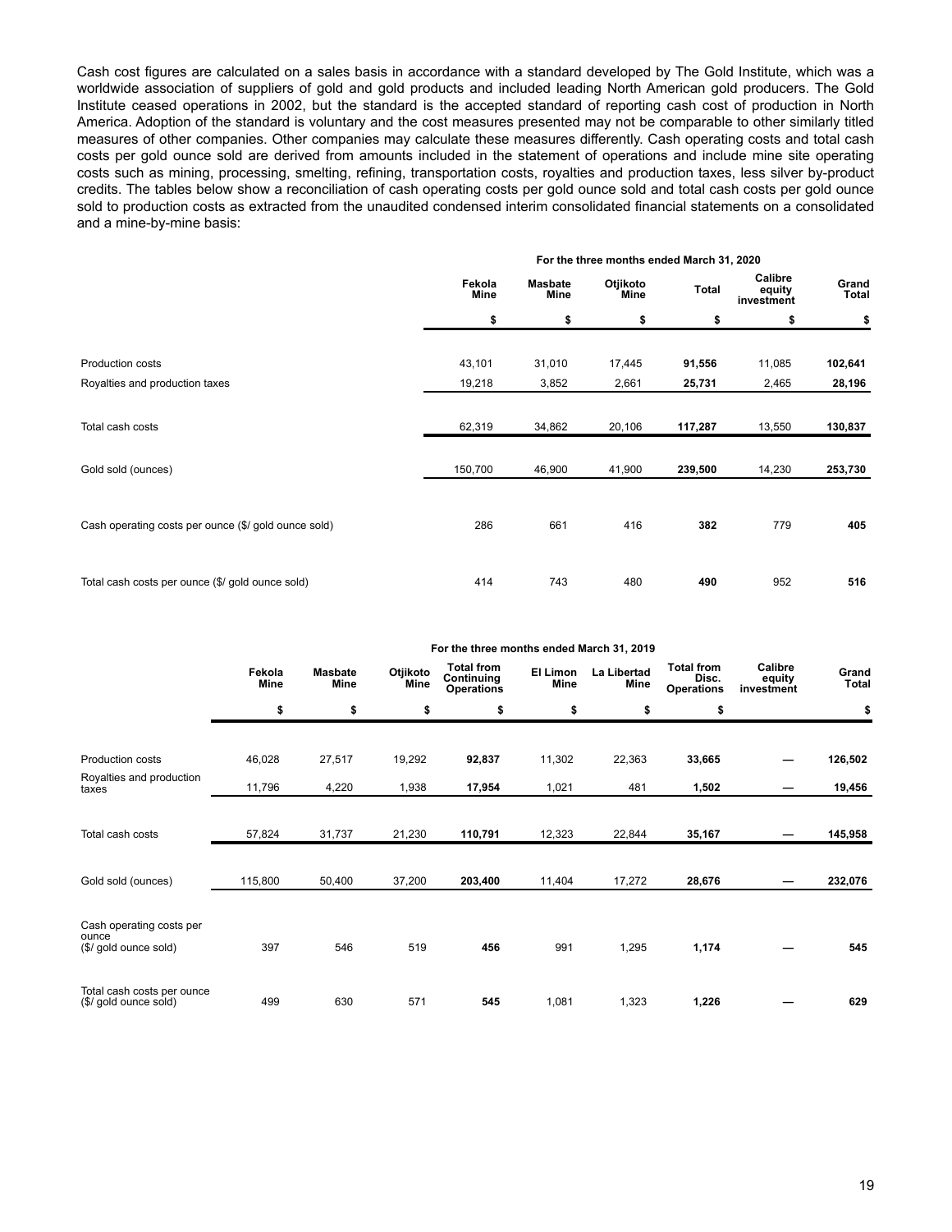Cash cost figures are calculated on a sales basis in accordance with a standard developed by The Gold Institute, which was a worldwide association of suppliers of gold and gold products and included leading North American gold producers. The Gold Institute ceased operations in 2002, but the standard is the accepted standard of reporting cash cost of production in North America. Adoption of the standard is voluntary and the cost measures presented may not be comparable to other similarly titled measures of other companies. Other companies may calculate these measures differently. Cash operating costs and total cash costs per gold ounce sold are derived from amounts included in the statement of operations and include mine site operating costs such as mining, processing, smelting, refining, transportation costs, royalties and production taxes, less silver by-product credits. The tables below show a reconciliation of cash operating costs per gold ounce sold and total cash costs per gold ounce sold to production costs as extracted from the unaudited condensed interim consolidated financial statements on a consolidated and a mine-by-mine basis:

| | For the three months ended March 31, 2020 | | | | | |
|---|---|---|---|---|---|---|
| | Fekola Mine | Masbate Mine | Otjikoto Mine | Total | Calibre equity investment | Grand Total |
| | $ | $ | $ | $ | $ | $ |
| Production costs | 43,101 | 31,010 | 17,445 | **91,556** | 11,085 | **102,641** |
| Royalties and production taxes | 19,218 | 3,852 | 2,661 | **25,731** | 2,465 | **28,196** |
| Total cash costs | 62,319 | 34,862 | 20,106 | **117,287** | 13,550 | **130,837** |
| Gold sold (ounces) | 150,700 | 46,900 | 41,900 | **239,500** | 14,230 | **253,730** |
| Cash operating costs per ounce ($/ gold ounce sold) | 286 | 661 | 416 | **382** | 779 | **405** |
| Total cash costs per ounce ($/ gold ounce sold) | 414 | 743 | 480 | **490** | 952 | **516** |

| | For the three months ended March 31, 2019 | | | | | | | | |
|---|---|---|---|---|---|---|---|---|---|
| | Fekola Mine | Masbate Mine | Otjikoto Mine | Total from Continuing Operations | El Limon Mine | La Libertad Mine | Total from Disc. Operations | Calibre equity investment | Grand Total |
| | $ | $ | $ | $ | $ | $ | $ | | $ |
| Production costs | 46,028 | 27,517 | 19,292 | **92,837** | 11,302 | 22,363 | **33,665** | — | **126,502** |
| Royalties and production taxes | 11,796 | 4,220 | 1,938 | **17,954** | 1,021 | 481 | **1,502** | — | **19,456** |
| Total cash costs | 57,824 | 31,737 | 21,230 | **110,791** | 12,323 | 22,844 | **35,167** | — | **145,958** |
| Gold sold (ounces) | 115,800 | 50,400 | 37,200 | **203,400** | 11,404 | 17,272 | **28,676** | — | **232,076** |
| Cash operating costs per ounce ($/ gold ounce sold) | 397 | 546 | 519 | **456** | 991 | 1,295 | **1,174** | — | **545** |
| Total cash costs per ounce ($/ gold ounce sold) | 499 | 630 | 571 | **545** | 1,081 | 1,323 | **1,226** | — | **629** |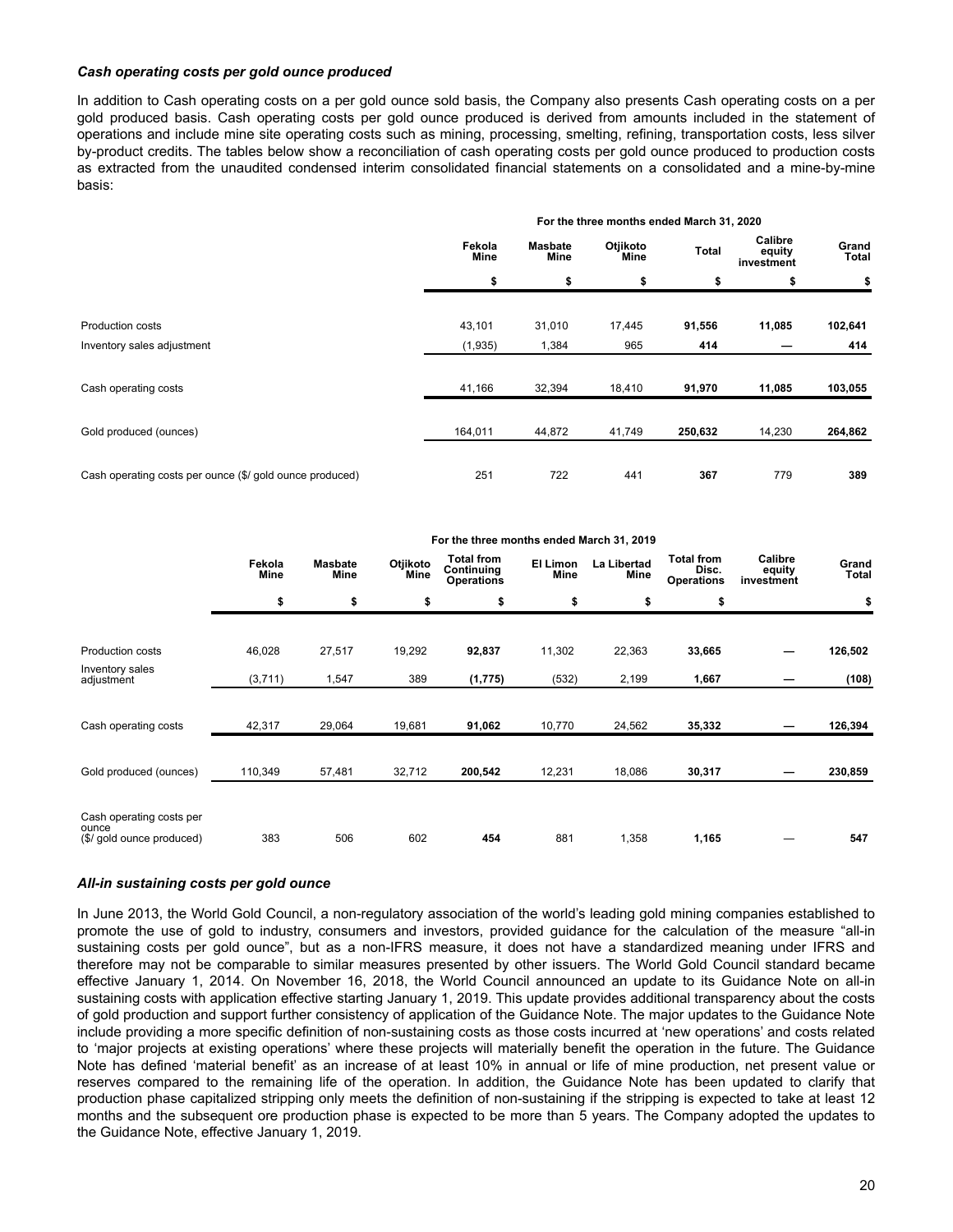### *Cash operating costs per gold ounce produced*

In addition to Cash operating costs on a per gold ounce sold basis, the Company also presents Cash operating costs on a per gold produced basis. Cash operating costs per gold ounce produced is derived from amounts included in the statement of operations and include mine site operating costs such as mining, processing, smelting, refining, transportation costs, less silver by-product credits. The tables below show a reconciliation of cash operating costs per gold ounce produced to production costs as extracted from the unaudited condensed interim consolidated financial statements on a consolidated and a mine-by-mine basis:

| | For the three months ended March 31, 2020 | | | | | |
|---|---|---|---|---|---|---|
| | Fekola Mine | Masbate Mine | Otjikoto Mine | Total | Calibre equity investment | Grand Total |
| | $ | $ | $ | $ | $ | $ |
| Production costs | 43,101 | 31,010 | 17,445 | **91,556** | 11,085 | **102,641** |
| Inventory sales adjustment | (1,935) | 1,384 | 965 | **414** | — | **414** |
| Cash operating costs | 41,166 | 32,394 | 18,410 | **91,970** | 11,085 | **103,055** |
| Gold produced (ounces) | 164,011 | 44,872 | 41,749 | **250,632** | 14,230 | **264,862** |
| Cash operating costs per ounce ($/ gold ounce produced) | 251 | 722 | 441 | **367** | 779 | **389** |

| | For the three months ended March 31, 2019 | | | | | | | | |
|---|---|---|---|---|---|---|---|---|---|
| | Fekola Mine | Masbate Mine | Otjikoto Mine | Total from Continuing Operations | El Limon Mine | La Libertad Mine | Total from Disc. Operations | Calibre equity investment | Grand Total |
| | $ | $ | $ | $ | $ | $ | $ | | $ |
| Production costs | 46,028 | 27,517 | 19,292 | **92,837** | 11,302 | 22,363 | **33,665** | — | **126,502** |
| Inventory sales adjustment | (3,711) | 1,547 | 389 | **(1,775)** | (532) | 2,199 | **1,667** | — | **(108)** |
| Cash operating costs | 42,317 | 29,064 | 19,681 | **91,062** | 10,770 | 24,562 | **35,332** | — | **126,394** |
| Gold produced (ounces) | 110,349 | 57,481 | 32,712 | **200,542** | 12,231 | 18,086 | **30,317** | — | **230,859** |
| Cash operating costs per ounce ($/ gold ounce produced) | 383 | 506 | 602 | **454** | 881 | 1,358 | **1,165** | — | **547** |

### *All-in sustaining costs per gold ounce*

In June 2013, the World Gold Council, a non-regulatory association of the world's leading gold mining companies established to promote the use of gold to industry, consumers and investors, provided guidance for the calculation of the measure "all-in sustaining costs per gold ounce", but as a non-IFRS measure, it does not have a standardized meaning under IFRS and therefore may not be comparable to similar measures presented by other issuers. The World Gold Council standard became effective January 1, 2014. On November 16, 2018, the World Council announced an update to its Guidance Note on all-in sustaining costs with application effective starting January 1, 2019. This update provides additional transparency about the costs of gold production and support further consistency of application of the Guidance Note. The major updates to the Guidance Note include providing a more specific definition of non-sustaining costs as those costs incurred at 'new operations' and costs related to 'major projects at existing operations' where these projects will materially benefit the operation in the future. The Guidance Note has defined 'material benefit' as an increase of at least 10% in annual or life of mine production, net present value or reserves compared to the remaining life of the operation. In addition, the Guidance Note has been updated to clarify that production phase capitalized stripping only meets the definition of non-sustaining if the stripping is expected to take at least 12 months and the subsequent ore production phase is expected to be more than 5 years. The Company adopted the updates to the Guidance Note, effective January 1, 2019.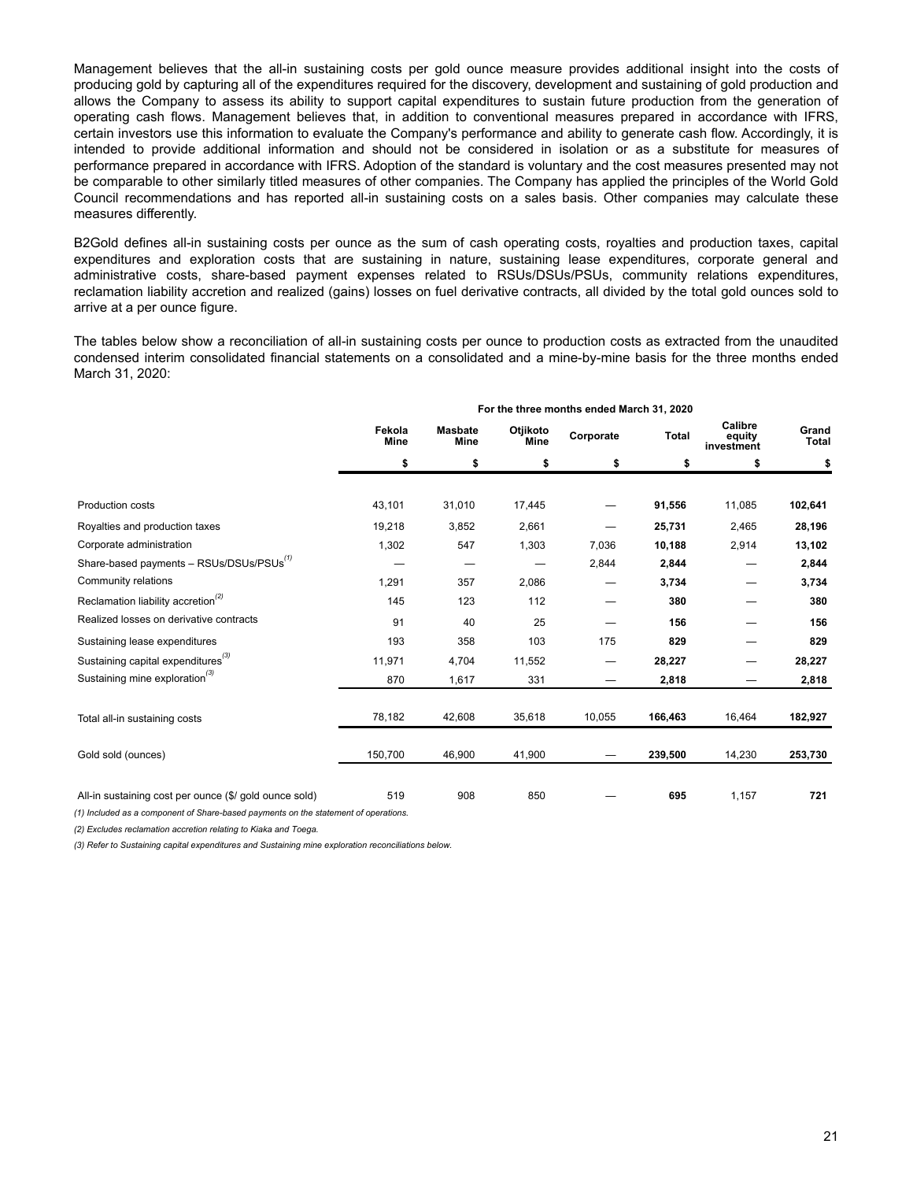Management believes that the all-in sustaining costs per gold ounce measure provides additional insight into the costs of producing gold by capturing all of the expenditures required for the discovery, development and sustaining of gold production and allows the Company to assess its ability to support capital expenditures to sustain future production from the generation of operating cash flows. Management believes that, in addition to conventional measures prepared in accordance with IFRS, certain investors use this information to evaluate the Company's performance and ability to generate cash flow. Accordingly, it is intended to provide additional information and should not be considered in isolation or as a substitute for measures of performance prepared in accordance with IFRS. Adoption of the standard is voluntary and the cost measures presented may not be comparable to other similarly titled measures of other companies. The Company has applied the principles of the World Gold Council recommendations and has reported all-in sustaining costs on a sales basis. Other companies may calculate these measures differently.

B2Gold defines all-in sustaining costs per ounce as the sum of cash operating costs, royalties and production taxes, capital expenditures and exploration costs that are sustaining in nature, sustaining lease expenditures, corporate general and administrative costs, share-based payment expenses related to RSUs/DSUs/PSUs, community relations expenditures, reclamation liability accretion and realized (gains) losses on fuel derivative contracts, all divided by the total gold ounces sold to arrive at a per ounce figure.

The tables below show a reconciliation of all-in sustaining costs per ounce to production costs as extracted from the unaudited condensed interim consolidated financial statements on a consolidated and a mine-by-mine basis for the three months ended March 31, 2020:

| | For the three months ended March 31, 2020 | | | | | | |
|---|---|---|---|---|---|---|---|
| | Fekola Mine | Masbate Mine | Otjikoto Mine | Corporate | Total | Calibre equity investment | Grand Total |
| | $ | $ | $ | $ | $ | $ | $ |
| Production costs | 43,101 | 31,010 | 17,445 | — | **91,556** | 11,085 | **102,641** |
| Royalties and production taxes | 19,218 | 3,852 | 2,661 | — | **25,731** | 2,465 | **28,196** |
| Corporate administration | 1,302 | 547 | 1,303 | 7,036 | **10,188** | 2,914 | **13,102** |
| Share-based payments – RSUs/DSUs/PSUs[(1)] | — | — | — | 2,844 | **2,844** | — | **2,844** |
| Community relations | 1,291 | 357 | 2,086 | — | **3,734** | — | **3,734** |
| Reclamation liability accretion[(2)] | 145 | 123 | 112 | — | **380** | — | **380** |
| Realized losses on derivative contracts | 91 | 40 | 25 | — | **156** | — | **156** |
| Sustaining lease expenditures | 193 | 358 | 103 | 175 | **829** | — | **829** |
| Sustaining capital expenditures[(3)] | 11,971 | 4,704 | 11,552 | — | **28,227** | — | **28,227** |
| Sustaining mine exploration[(3)] | 870 | 1,617 | 331 | — | **2,818** | — | **2,818** |
| Total all-in sustaining costs | 78,182 | 42,608 | 35,618 | 10,055 | **166,463** | 16,464 | **182,927** |
| Gold sold (ounces) | 150,700 | 46,900 | 41,900 | — | **239,500** | 14,230 | **253,730** |
| All-in sustaining cost per ounce ($/ gold ounce sold) | 519 | 908 | 850 | — | **695** | 1,157 | **721** |

*(1) Included as a component of Share-based payments on the statement of operations.*

*(2) Excludes reclamation accretion relating to Kiaka and Toega.*

*(3) Refer to Sustaining capital expenditures and Sustaining mine exploration reconciliations below.*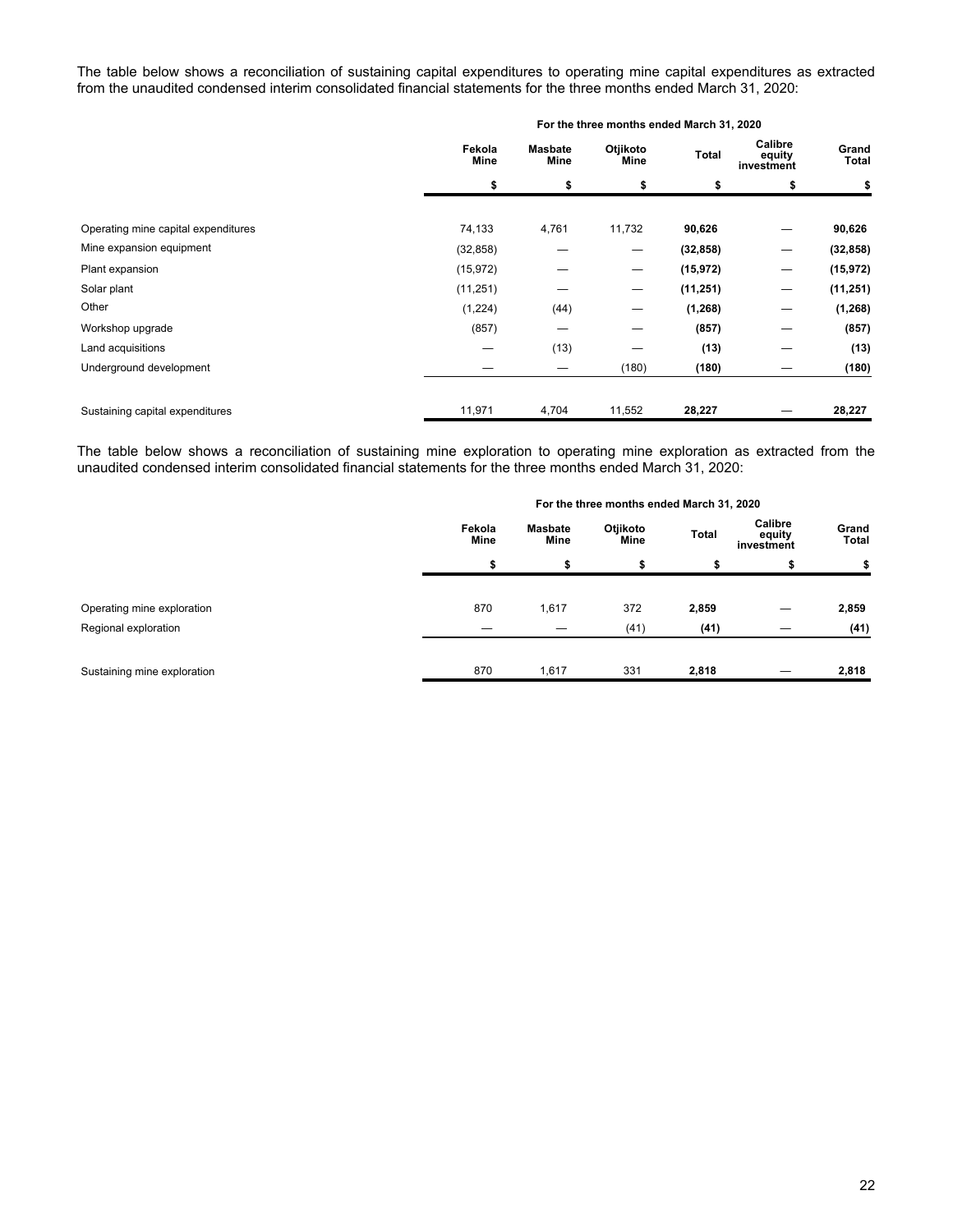The table below shows a reconciliation of sustaining capital expenditures to operating mine capital expenditures as extracted from the unaudited condensed interim consolidated financial statements for the three months ended March 31, 2020:

| | For the three months ended March 31, 2020 | | | | | |
|---|---|---|---|---|---|---|
| | Fekola Mine | Masbate Mine | Otjikoto Mine | Total | Calibre equity investment | Grand Total |
| | $ | $ | $ | $ | $ | $ |
| Operating mine capital expenditures | 74,133 | 4,761 | 11,732 | **90,626** | — | **90,626** |
| Mine expansion equipment | (32,858) | — | — | **(32,858)** | — | **(32,858)** |
| Plant expansion | (15,972) | — | — | **(15,972)** | — | **(15,972)** |
| Solar plant | (11,251) | — | — | **(11,251)** | — | **(11,251)** |
| Other | (1,224) | (44) | — | **(1,268)** | — | **(1,268)** |
| Workshop upgrade | (857) | — | — | **(857)** | — | **(857)** |
| Land acquisitions | — | (13) | — | **(13)** | — | **(13)** |
| Underground development | — | — | (180) | **(180)** | — | **(180)** |
| Sustaining capital expenditures | 11,971 | 4,704 | 11,552 | **28,227** | — | **28,227** |

The table below shows a reconciliation of sustaining mine exploration to operating mine exploration as extracted from the unaudited condensed interim consolidated financial statements for the three months ended March 31, 2020:

| | For the three months ended March 31, 2020 | | | | | |
|---|---|---|---|---|---|---|
| | Fekola Mine | Masbate Mine | Otjikoto Mine | Total | Calibre equity investment | Grand Total |
| | $ | $ | $ | $ | $ | $ |
| Operating mine exploration | 870 | 1,617 | 372 | **2,859** | — | **2,859** |
| Regional exploration | — | — | (41) | **(41)** | — | **(41)** |
| Sustaining mine exploration | 870 | 1,617 | 331 | **2,818** | — | **2,818** |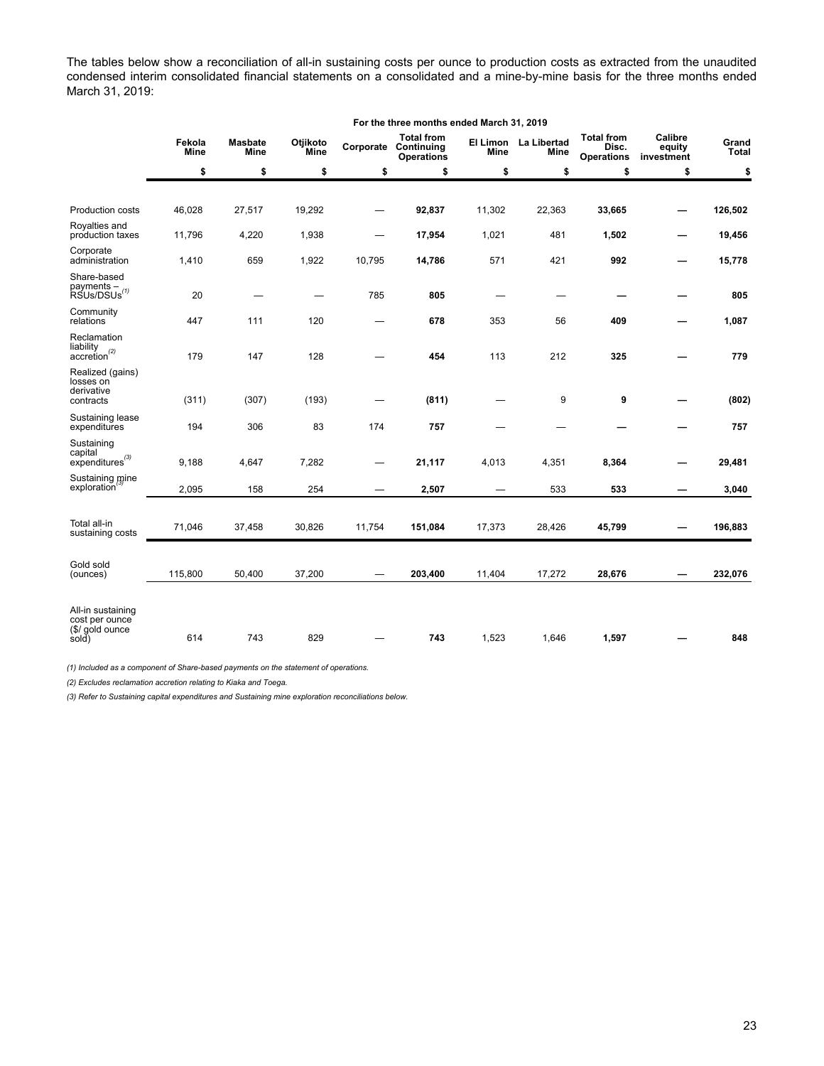The tables below show a reconciliation of all-in sustaining costs per ounce to production costs as extracted from the unaudited condensed interim consolidated financial statements on a consolidated and a mine-by-mine basis for the three months ended March 31, 2019:

| | For the three months ended March 31, 2019 | | | | | | | | | |
|---|---|---|---|---|---|---|---|---|---|---|
| | Fekola Mine | Masbate Mine | Otjikoto Mine | Corporate | Total from Continuing Operations | El Limon Mine | La Libertad Mine | Total from Disc. Operations | Calibre equity investment | Grand Total |
| | $ | $ | $ | $ | $ | $ | $ | $ | $ | $ |
| Production costs | 46,028 | 27,517 | 19,292 | — | **92,837** | 11,302 | 22,363 | **33,665** | — | **126,502** |
| Royalties and production taxes | 11,796 | 4,220 | 1,938 | — | **17,954** | 1,021 | 481 | **1,502** | — | **19,456** |
| Corporate administration | 1,410 | 659 | 1,922 | 10,795 | **14,786** | 571 | 421 | **992** | — | **15,778** |
| Share-based payments – RSUs/DSUs(1) | 20 | — | — | 785 | **805** | — | — | **—** | — | **805** |
| Community relations | 447 | 111 | 120 | — | **678** | 353 | 56 | **409** | — | **1,087** |
| Reclamation liability accretion(2) | 179 | 147 | 128 | — | **454** | 113 | 212 | **325** | — | **779** |
| Realized (gains) losses on derivative contracts | (311) | (307) | (193) | — | **(811)** | — | 9 | **9** | — | **(802)** |
| Sustaining lease expenditures | 194 | 306 | 83 | 174 | **757** | — | — | **—** | — | **757** |
| Sustaining capital expenditures(3) | 9,188 | 4,647 | 7,282 | — | **21,117** | 4,013 | 4,351 | **8,364** | — | **29,481** |
| Sustaining mine exploration(3) | 2,095 | 158 | 254 | — | **2,507** | — | 533 | **533** | — | **3,040** |
| Total all-in sustaining costs | 71,046 | 37,458 | 30,826 | 11,754 | **151,084** | 17,373 | 28,426 | **45,799** | — | **196,883** |
| Gold sold (ounces) | 115,800 | 50,400 | 37,200 | — | **203,400** | 11,404 | 17,272 | **28,676** | — | **232,076** |
| All-in sustaining cost per ounce ($/ gold ounce sold) | 614 | 743 | 829 | — | **743** | 1,523 | 1,646 | **1,597** | — | **848** |

*(1) Included as a component of Share-based payments on the statement of operations.*

*(2) Excludes reclamation accretion relating to Kiaka and Toega.*

*(3) Refer to Sustaining capital expenditures and Sustaining mine exploration reconciliations below.*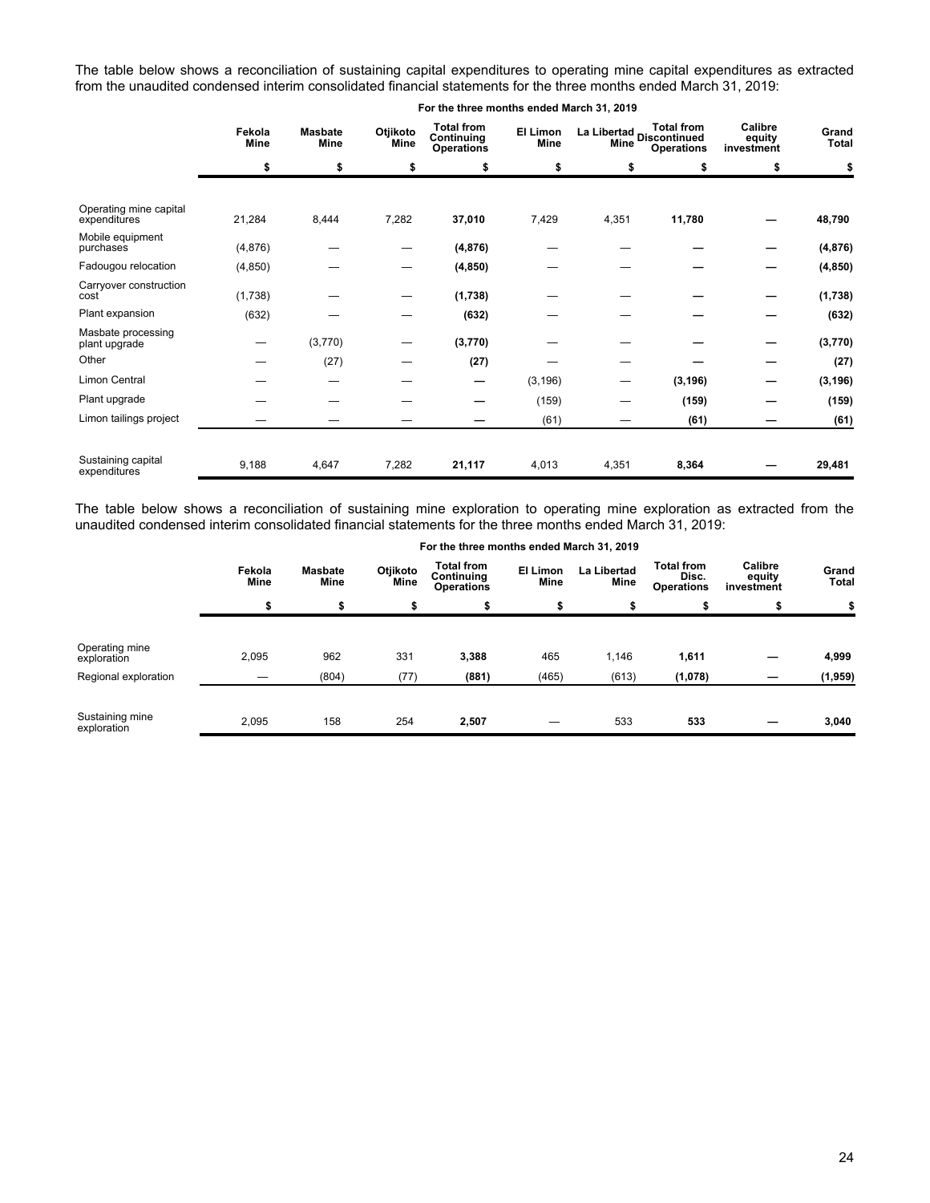The table below shows a reconciliation of sustaining capital expenditures to operating mine capital expenditures as extracted from the unaudited condensed interim consolidated financial statements for the three months ended March 31, 2019:

| | For the three months ended March 31, 2019 | | | | | | | | |
|---|---|---|---|---|---|---|---|---|---|
| | Fekola Mine | Masbate Mine | Otjikoto Mine | Total from Continuing Operations | El Limon Mine | La Libertad Mine | Total from Discontinued Operations | Calibre equity investment | Grand Total |
| | $ | $ | $ | $ | $ | $ | $ | $ | $ |
| Operating mine capital expenditures | 21,284 | 8,444 | 7,282 | **37,010** | 7,429 | 4,351 | **11,780** | — | **48,790** |
| Mobile equipment purchases | (4,876) | — | — | **(4,876)** | — | — | — | — | **(4,876)** |
| Fadougou relocation | (4,850) | — | — | **(4,850)** | — | — | — | — | **(4,850)** |
| Carryover construction cost | (1,738) | — | — | **(1,738)** | — | — | — | — | **(1,738)** |
| Plant expansion | (632) | — | — | **(632)** | — | — | — | — | **(632)** |
| Masbate processing plant upgrade | — | (3,770) | — | **(3,770)** | — | — | — | — | **(3,770)** |
| Other | — | (27) | — | **(27)** | — | — | — | — | **(27)** |
| Limon Central | — | — | — | — | (3,196) | — | **(3,196)** | — | **(3,196)** |
| Plant upgrade | — | — | — | — | (159) | — | **(159)** | — | **(159)** |
| Limon tailings project | — | — | — | — | (61) | — | **(61)** | — | **(61)** |
| Sustaining capital expenditures | 9,188 | 4,647 | 7,282 | **21,117** | 4,013 | 4,351 | **8,364** | — | **29,481** |

The table below shows a reconciliation of sustaining mine exploration to operating mine exploration as extracted from the unaudited condensed interim consolidated financial statements for the three months ended March 31, 2019:

| | For the three months ended March 31, 2019 | | | | | | | | |
|---|---|---|---|---|---|---|---|---|---|
| | Fekola Mine | Masbate Mine | Otjikoto Mine | Total from Continuing Operations | El Limon Mine | La Libertad Mine | Total from Disc. Operations | Calibre equity investment | Grand Total |
| | $ | $ | $ | $ | $ | $ | $ | $ | $ |
| Operating mine exploration | 2,095 | 962 | 331 | **3,388** | 465 | 1,146 | **1,611** | — | **4,999** |
| Regional exploration | — | (804) | (77) | **(881)** | (465) | (613) | **(1,078)** | — | **(1,959)** |
| Sustaining mine exploration | 2,095 | 158 | 254 | **2,507** | — | 533 | **533** | — | **3,040** |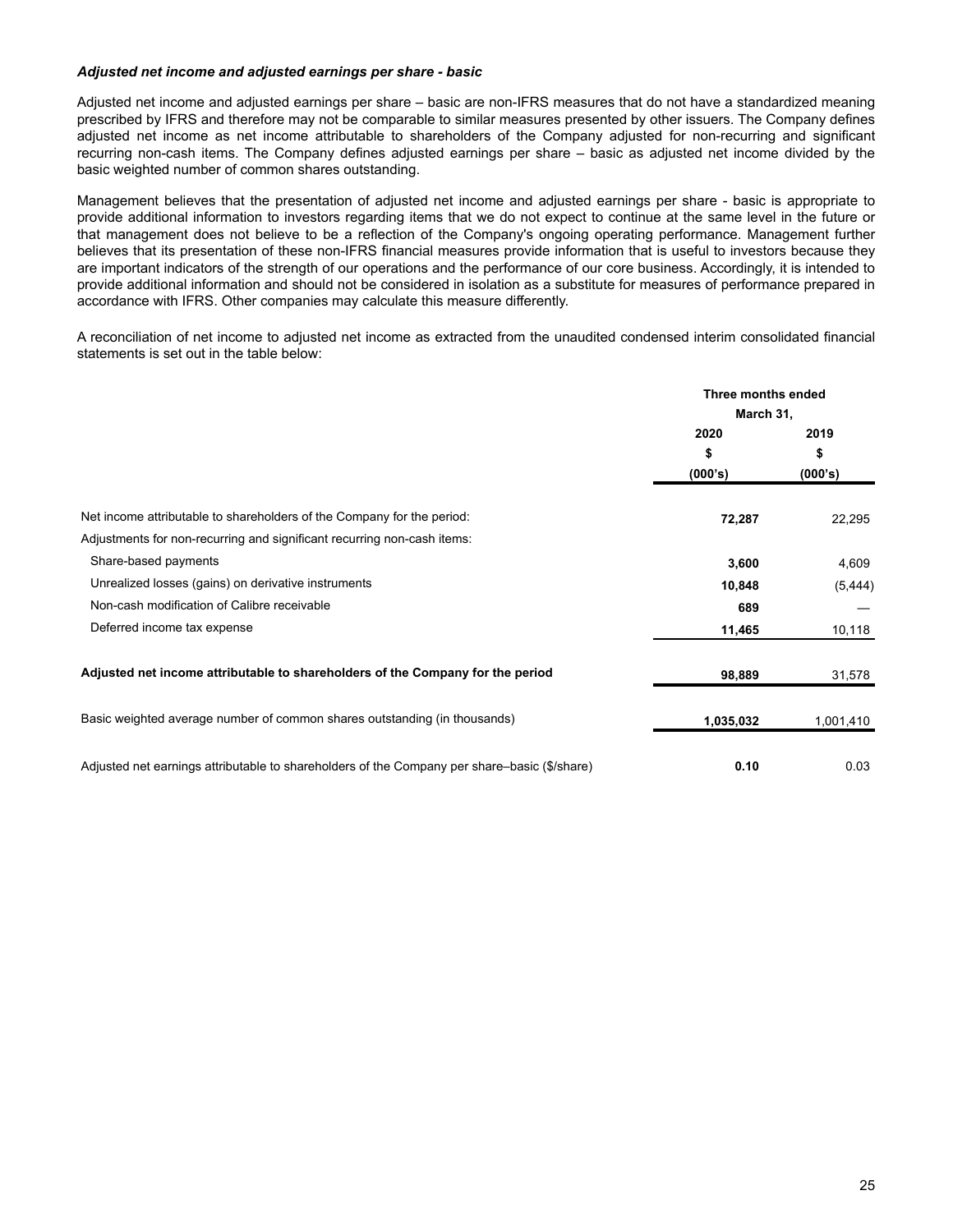***Adjusted net income and adjusted earnings per share - basic***

Adjusted net income and adjusted earnings per share – basic are non-IFRS measures that do not have a standardized meaning prescribed by IFRS and therefore may not be comparable to similar measures presented by other issuers. The Company defines adjusted net income as net income attributable to shareholders of the Company adjusted for non-recurring and significant recurring non-cash items. The Company defines adjusted earnings per share – basic as adjusted net income divided by the basic weighted number of common shares outstanding.

Management believes that the presentation of adjusted net income and adjusted earnings per share - basic is appropriate to provide additional information to investors regarding items that we do not expect to continue at the same level in the future or that management does not believe to be a reflection of the Company's ongoing operating performance. Management further believes that its presentation of these non-IFRS financial measures provide information that is useful to investors because they are important indicators of the strength of our operations and the performance of our core business. Accordingly, it is intended to provide additional information and should not be considered in isolation as a substitute for measures of performance prepared in accordance with IFRS. Other companies may calculate this measure differently.

A reconciliation of net income to adjusted net income as extracted from the unaudited condensed interim consolidated financial statements is set out in the table below:

| | **Three months ended March 31,** | |
|---|---|---|
| | **2020** | **2019** |
| | **$** | **$** |
| | **(000's)** | **(000's)** |
| Net income attributable to shareholders of the Company for the period: | **72,287** | 22,295 |
| Adjustments for non-recurring and significant recurring non-cash items: | | |
| Share-based payments | **3,600** | 4,609 |
| Unrealized losses (gains) on derivative instruments | **10,848** | (5,444) |
| Non-cash modification of Calibre receivable | **689** | — |
| Deferred income tax expense | **11,465** | 10,118 |
| **Adjusted net income attributable to shareholders of the Company for the period** | **98,889** | 31,578 |
| Basic weighted average number of common shares outstanding (in thousands) | **1,035,032** | 1,001,410 |
| Adjusted net earnings attributable to shareholders of the Company per share–basic ($/share) | **0.10** | 0.03 |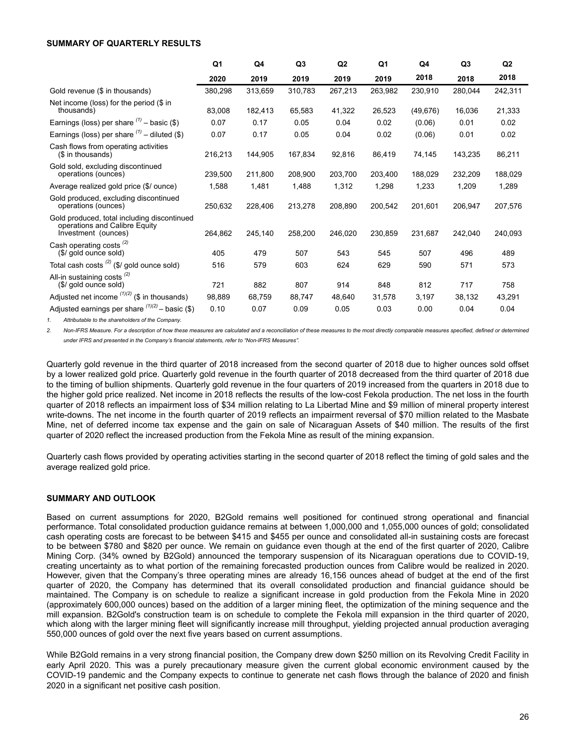**SUMMARY OF QUARTERLY RESULTS**

| | Q1 2020 | Q4 2019 | Q3 2019 | Q2 2019 | Q1 2019 | Q4 2018 | Q3 2018 | Q2 2018 |
|---|---|---|---|---|---|---|---|---|
| Gold revenue ($ in thousands) | 380,298 | 313,659 | 310,783 | 267,213 | 263,982 | 230,910 | 280,044 | 242,311 |
| Net income (loss) for the period ($ in thousands) | 83,008 | 182,413 | 65,583 | 41,322 | 26,523 | (49,676) | 16,036 | 21,333 |
| Earnings (loss) per share [(1)] – basic ($) | 0.07 | 0.17 | 0.05 | 0.04 | 0.02 | (0.06) | 0.01 | 0.02 |
| Earnings (loss) per share [(1)] – diluted ($) | 0.07 | 0.17 | 0.05 | 0.04 | 0.02 | (0.06) | 0.01 | 0.02 |
| Cash flows from operating activities ($ in thousands) | 216,213 | 144,905 | 167,834 | 92,816 | 86,419 | 74,145 | 143,235 | 86,211 |
| Gold sold, excluding discontinued operations (ounces) | 239,500 | 211,800 | 208,900 | 203,700 | 203,400 | 188,029 | 232,209 | 188,029 |
| Average realized gold price ($/ ounce) | 1,588 | 1,481 | 1,488 | 1,312 | 1,298 | 1,233 | 1,209 | 1,289 |
| Gold produced, excluding discontinued operations (ounces) | 250,632 | 228,406 | 213,278 | 208,890 | 200,542 | 201,601 | 206,947 | 207,576 |
| Gold produced, total including discontinued operations and Calibre Equity Investment (ounces) | 264,862 | 245,140 | 258,200 | 246,020 | 230,859 | 231,687 | 242,040 | 240,093 |
| Cash operating costs [(2)] ($/ gold ounce sold) | 405 | 479 | 507 | 543 | 545 | 507 | 496 | 489 |
| Total cash costs [(2)] ($/ gold ounce sold) | 516 | 579 | 603 | 624 | 629 | 590 | 571 | 573 |
| All-in sustaining costs [(2)] ($/ gold ounce sold) | 721 | 882 | 807 | 914 | 848 | 812 | 717 | 758 |
| Adjusted net income [(1)(2)] ($ in thousands) | 98,889 | 68,759 | 88,747 | 48,640 | 31,578 | 3,197 | 38,132 | 43,291 |
| Adjusted earnings per share [(1)(2)] – basic ($) | 0.10 | 0.07 | 0.09 | 0.05 | 0.03 | 0.00 | 0.04 | 0.04 |

1. *Attributable to the shareholders of the Company.*
2. *Non-IFRS Measure. For a description of how these measures are calculated and a reconciliation of these measures to the most directly comparable measures specified, defined or determined under IFRS and presented in the Company's financial statements, refer to "Non-IFRS Measures".*

Quarterly gold revenue in the third quarter of 2018 increased from the second quarter of 2018 due to higher ounces sold offset by a lower realized gold price. Quarterly gold revenue in the fourth quarter of 2018 decreased from the third quarter of 2018 due to the timing of bullion shipments. Quarterly gold revenue in the four quarters of 2019 increased from the quarters in 2018 due to the higher gold price realized. Net income in 2018 reflects the results of the low-cost Fekola production. The net loss in the fourth quarter of 2018 reflects an impairment loss of $34 million relating to La Libertad Mine and $9 million of mineral property interest write-downs. The net income in the fourth quarter of 2019 reflects an impairment reversal of $70 million related to the Masbate Mine, net of deferred income tax expense and the gain on sale of Nicaraguan Assets of $40 million. The results of the first quarter of 2020 reflect the increased production from the Fekola Mine as result of the mining expansion.

Quarterly cash flows provided by operating activities starting in the second quarter of 2018 reflect the timing of gold sales and the average realized gold price.

**SUMMARY AND OUTLOOK**

Based on current assumptions for 2020, B2Gold remains well positioned for continued strong operational and financial performance. Total consolidated production guidance remains at between 1,000,000 and 1,055,000 ounces of gold; consolidated cash operating costs are forecast to be between $415 and $455 per ounce and consolidated all-in sustaining costs are forecast to be between $780 and $820 per ounce. We remain on guidance even though at the end of the first quarter of 2020, Calibre Mining Corp. (34% owned by B2Gold) announced the temporary suspension of its Nicaraguan operations due to COVID-19, creating uncertainty as to what portion of the remaining forecasted production ounces from Calibre would be realized in 2020. However, given that the Company's three operating mines are already 16,156 ounces ahead of budget at the end of the first quarter of 2020, the Company has determined that its overall consolidated production and financial guidance should be maintained. The Company is on schedule to realize a significant increase in gold production from the Fekola Mine in 2020 (approximately 600,000 ounces) based on the addition of a larger mining fleet, the optimization of the mining sequence and the mill expansion. B2Gold's construction team is on schedule to complete the Fekola mill expansion in the third quarter of 2020, which along with the larger mining fleet will significantly increase mill throughput, yielding projected annual production averaging 550,000 ounces of gold over the next five years based on current assumptions.

While B2Gold remains in a very strong financial position, the Company drew down $250 million on its Revolving Credit Facility in early April 2020. This was a purely precautionary measure given the current global economic environment caused by the COVID-19 pandemic and the Company expects to continue to generate net cash flows through the balance of 2020 and finish 2020 in a significant net positive cash position.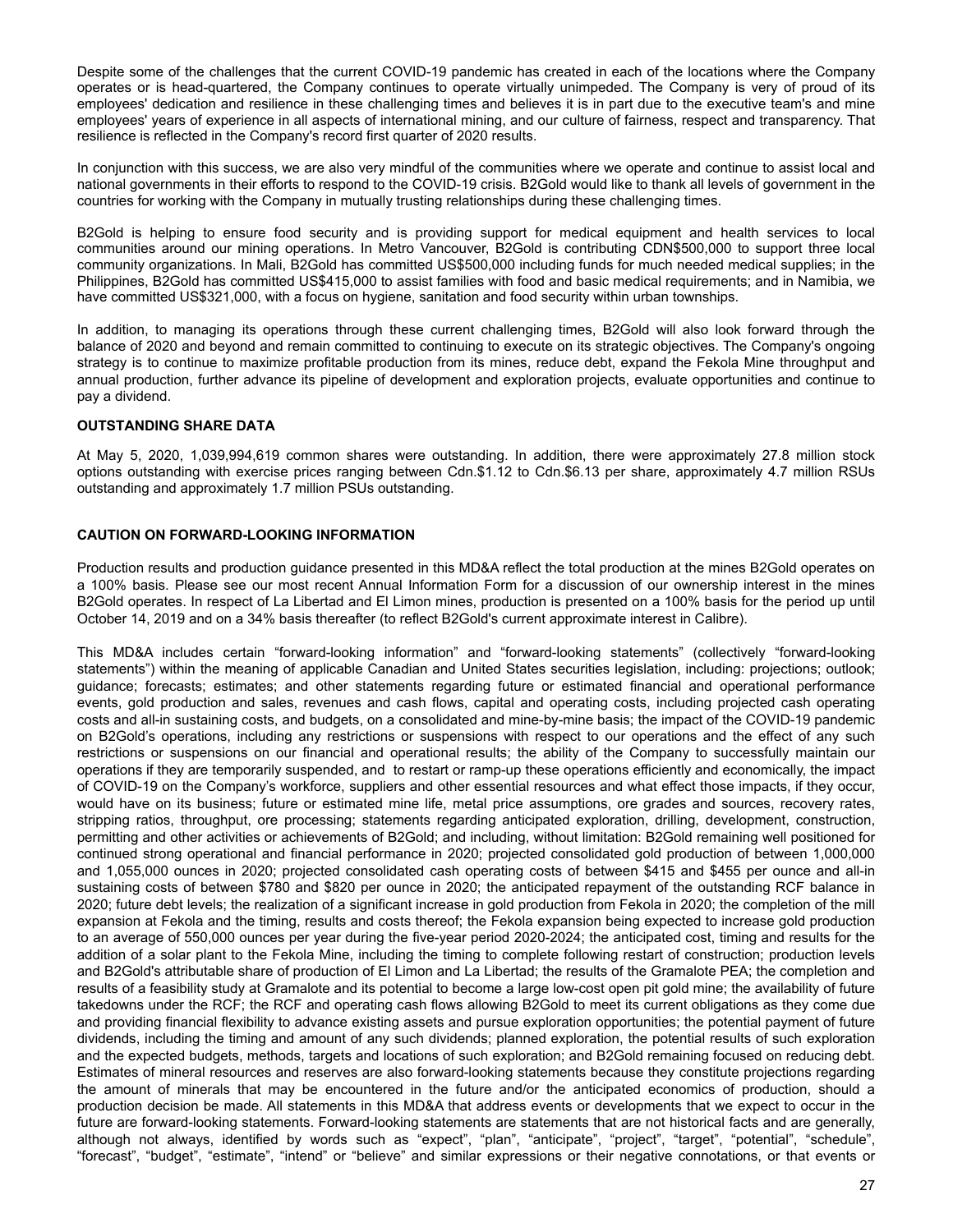Despite some of the challenges that the current COVID-19 pandemic has created in each of the locations where the Company operates or is head-quartered, the Company continues to operate virtually unimpeded. The Company is very of proud of its employees' dedication and resilience in these challenging times and believes it is in part due to the executive team's and mine employees' years of experience in all aspects of international mining, and our culture of fairness, respect and transparency. That resilience is reflected in the Company's record first quarter of 2020 results.

In conjunction with this success, we are also very mindful of the communities where we operate and continue to assist local and national governments in their efforts to respond to the COVID-19 crisis. B2Gold would like to thank all levels of government in the countries for working with the Company in mutually trusting relationships during these challenging times.

B2Gold is helping to ensure food security and is providing support for medical equipment and health services to local communities around our mining operations. In Metro Vancouver, B2Gold is contributing CDN$500,000 to support three local community organizations. In Mali, B2Gold has committed US$500,000 including funds for much needed medical supplies; in the Philippines, B2Gold has committed US$415,000 to assist families with food and basic medical requirements; and in Namibia, we have committed US$321,000, with a focus on hygiene, sanitation and food security within urban townships.

In addition, to managing its operations through these current challenging times, B2Gold will also look forward through the balance of 2020 and beyond and remain committed to continuing to execute on its strategic objectives. The Company's ongoing strategy is to continue to maximize profitable production from its mines, reduce debt, expand the Fekola Mine throughput and annual production, further advance its pipeline of development and exploration projects, evaluate opportunities and continue to pay a dividend.

## OUTSTANDING SHARE DATA

At May 5, 2020, 1,039,994,619 common shares were outstanding. In addition, there were approximately 27.8 million stock options outstanding with exercise prices ranging between Cdn.$1.12 to Cdn.$6.13 per share, approximately 4.7 million RSUs outstanding and approximately 1.7 million PSUs outstanding.

## CAUTION ON FORWARD-LOOKING INFORMATION

Production results and production guidance presented in this MD&A reflect the total production at the mines B2Gold operates on a 100% basis. Please see our most recent Annual Information Form for a discussion of our ownership interest in the mines B2Gold operates. In respect of La Libertad and El Limon mines, production is presented on a 100% basis for the period up until October 14, 2019 and on a 34% basis thereafter (to reflect B2Gold's current approximate interest in Calibre).

This MD&A includes certain "forward-looking information" and "forward-looking statements" (collectively "forward-looking statements") within the meaning of applicable Canadian and United States securities legislation, including: projections; outlook; guidance; forecasts; estimates; and other statements regarding future or estimated financial and operational performance events, gold production and sales, revenues and cash flows, capital and operating costs, including projected cash operating costs and all-in sustaining costs, and budgets, on a consolidated and mine-by-mine basis; the impact of the COVID-19 pandemic on B2Gold's operations, including any restrictions or suspensions with respect to our operations and the effect of any such restrictions or suspensions on our financial and operational results; the ability of the Company to successfully maintain our operations if they are temporarily suspended, and to restart or ramp-up these operations efficiently and economically, the impact of COVID-19 on the Company's workforce, suppliers and other essential resources and what effect those impacts, if they occur, would have on its business; future or estimated mine life, metal price assumptions, ore grades and sources, recovery rates, stripping ratios, throughput, ore processing; statements regarding anticipated exploration, drilling, development, construction, permitting and other activities or achievements of B2Gold; and including, without limitation: B2Gold remaining well positioned for continued strong operational and financial performance in 2020; projected consolidated gold production of between 1,000,000 and 1,055,000 ounces in 2020; projected consolidated cash operating costs of between $415 and $455 per ounce and all-in sustaining costs of between $780 and $820 per ounce in 2020; the anticipated repayment of the outstanding RCF balance in 2020; future debt levels; the realization of a significant increase in gold production from Fekola in 2020; the completion of the mill expansion at Fekola and the timing, results and costs thereof; the Fekola expansion being expected to increase gold production to an average of 550,000 ounces per year during the five-year period 2020-2024; the anticipated cost, timing and results for the addition of a solar plant to the Fekola Mine, including the timing to complete following restart of construction; production levels and B2Gold's attributable share of production of El Limon and La Libertad; the results of the Gramalote PEA; the completion and results of a feasibility study at Gramalote and its potential to become a large low-cost open pit gold mine; the availability of future takedowns under the RCF; the RCF and operating cash flows allowing B2Gold to meet its current obligations as they come due and providing financial flexibility to advance existing assets and pursue exploration opportunities; the potential payment of future dividends, including the timing and amount of any such dividends; planned exploration, the potential results of such exploration and the expected budgets, methods, targets and locations of such exploration; and B2Gold remaining focused on reducing debt. Estimates of mineral resources and reserves are also forward-looking statements because they constitute projections regarding the amount of minerals that may be encountered in the future and/or the anticipated economics of production, should a production decision be made. All statements in this MD&A that address events or developments that we expect to occur in the future are forward-looking statements. Forward-looking statements are statements that are not historical facts and are generally, although not always, identified by words such as "expect", "plan", "anticipate", "project", "target", "potential", "schedule", "forecast", "budget", "estimate", "intend" or "believe" and similar expressions or their negative connotations, or that events or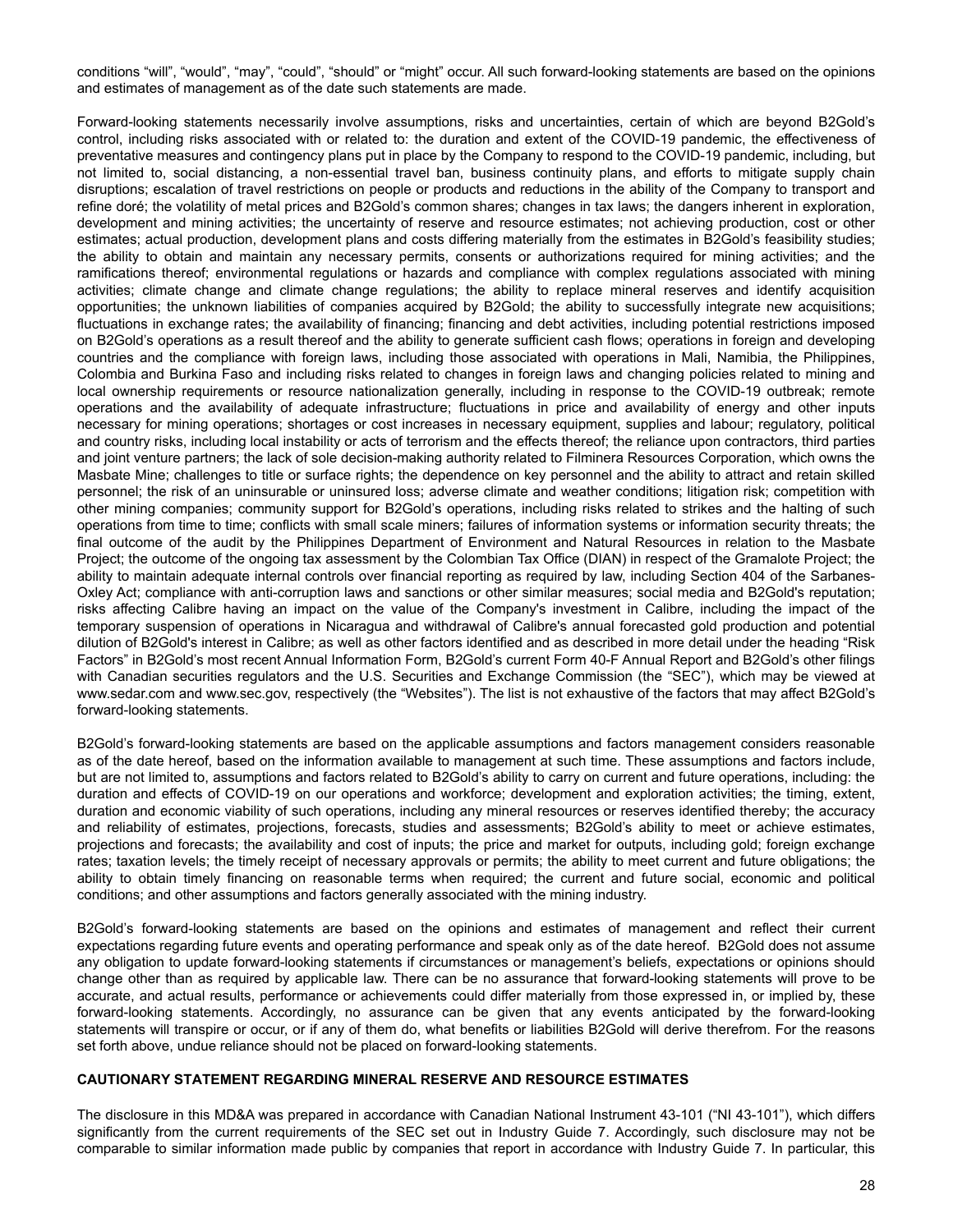conditions "will", "would", "may", "could", "should" or "might" occur. All such forward-looking statements are based on the opinions and estimates of management as of the date such statements are made.

Forward-looking statements necessarily involve assumptions, risks and uncertainties, certain of which are beyond B2Gold's control, including risks associated with or related to: the duration and extent of the COVID-19 pandemic, the effectiveness of preventative measures and contingency plans put in place by the Company to respond to the COVID-19 pandemic, including, but not limited to, social distancing, a non-essential travel ban, business continuity plans, and efforts to mitigate supply chain disruptions; escalation of travel restrictions on people or products and reductions in the ability of the Company to transport and refine doré; the volatility of metal prices and B2Gold's common shares; changes in tax laws; the dangers inherent in exploration, development and mining activities; the uncertainty of reserve and resource estimates; not achieving production, cost or other estimates; actual production, development plans and costs differing materially from the estimates in B2Gold's feasibility studies; the ability to obtain and maintain any necessary permits, consents or authorizations required for mining activities; and the ramifications thereof; environmental regulations or hazards and compliance with complex regulations associated with mining activities; climate change and climate change regulations; the ability to replace mineral reserves and identify acquisition opportunities; the unknown liabilities of companies acquired by B2Gold; the ability to successfully integrate new acquisitions; fluctuations in exchange rates; the availability of financing; financing and debt activities, including potential restrictions imposed on B2Gold's operations as a result thereof and the ability to generate sufficient cash flows; operations in foreign and developing countries and the compliance with foreign laws, including those associated with operations in Mali, Namibia, the Philippines, Colombia and Burkina Faso and including risks related to changes in foreign laws and changing policies related to mining and local ownership requirements or resource nationalization generally, including in response to the COVID-19 outbreak; remote operations and the availability of adequate infrastructure; fluctuations in price and availability of energy and other inputs necessary for mining operations; shortages or cost increases in necessary equipment, supplies and labour; regulatory, political and country risks, including local instability or acts of terrorism and the effects thereof; the reliance upon contractors, third parties and joint venture partners; the lack of sole decision-making authority related to Filminera Resources Corporation, which owns the Masbate Mine; challenges to title or surface rights; the dependence on key personnel and the ability to attract and retain skilled personnel; the risk of an uninsurable or uninsured loss; adverse climate and weather conditions; litigation risk; competition with other mining companies; community support for B2Gold's operations, including risks related to strikes and the halting of such operations from time to time; conflicts with small scale miners; failures of information systems or information security threats; the final outcome of the audit by the Philippines Department of Environment and Natural Resources in relation to the Masbate Project; the outcome of the ongoing tax assessment by the Colombian Tax Office (DIAN) in respect of the Gramalote Project; the ability to maintain adequate internal controls over financial reporting as required by law, including Section 404 of the Sarbanes-Oxley Act; compliance with anti-corruption laws and sanctions or other similar measures; social media and B2Gold's reputation; risks affecting Calibre having an impact on the value of the Company's investment in Calibre, including the impact of the temporary suspension of operations in Nicaragua and withdrawal of Calibre's annual forecasted gold production and potential dilution of B2Gold's interest in Calibre; as well as other factors identified and as described in more detail under the heading "Risk Factors" in B2Gold's most recent Annual Information Form, B2Gold's current Form 40-F Annual Report and B2Gold's other filings with Canadian securities regulators and the U.S. Securities and Exchange Commission (the "SEC"), which may be viewed at www.sedar.com and www.sec.gov, respectively (the "Websites"). The list is not exhaustive of the factors that may affect B2Gold's forward-looking statements.

B2Gold's forward-looking statements are based on the applicable assumptions and factors management considers reasonable as of the date hereof, based on the information available to management at such time. These assumptions and factors include, but are not limited to, assumptions and factors related to B2Gold's ability to carry on current and future operations, including: the duration and effects of COVID-19 on our operations and workforce; development and exploration activities; the timing, extent, duration and economic viability of such operations, including any mineral resources or reserves identified thereby; the accuracy and reliability of estimates, projections, forecasts, studies and assessments; B2Gold's ability to meet or achieve estimates, projections and forecasts; the availability and cost of inputs; the price and market for outputs, including gold; foreign exchange rates; taxation levels; the timely receipt of necessary approvals or permits; the ability to meet current and future obligations; the ability to obtain timely financing on reasonable terms when required; the current and future social, economic and political conditions; and other assumptions and factors generally associated with the mining industry.

B2Gold's forward-looking statements are based on the opinions and estimates of management and reflect their current expectations regarding future events and operating performance and speak only as of the date hereof. B2Gold does not assume any obligation to update forward-looking statements if circumstances or management's beliefs, expectations or opinions should change other than as required by applicable law. There can be no assurance that forward-looking statements will prove to be accurate, and actual results, performance or achievements could differ materially from those expressed in, or implied by, these forward-looking statements. Accordingly, no assurance can be given that any events anticipated by the forward-looking statements will transpire or occur, or if any of them do, what benefits or liabilities B2Gold will derive therefrom. For the reasons set forth above, undue reliance should not be placed on forward-looking statements.

**CAUTIONARY STATEMENT REGARDING MINERAL RESERVE AND RESOURCE ESTIMATES**

The disclosure in this MD&A was prepared in accordance with Canadian National Instrument 43-101 ("NI 43-101"), which differs significantly from the current requirements of the SEC set out in Industry Guide 7. Accordingly, such disclosure may not be comparable to similar information made public by companies that report in accordance with Industry Guide 7. In particular, this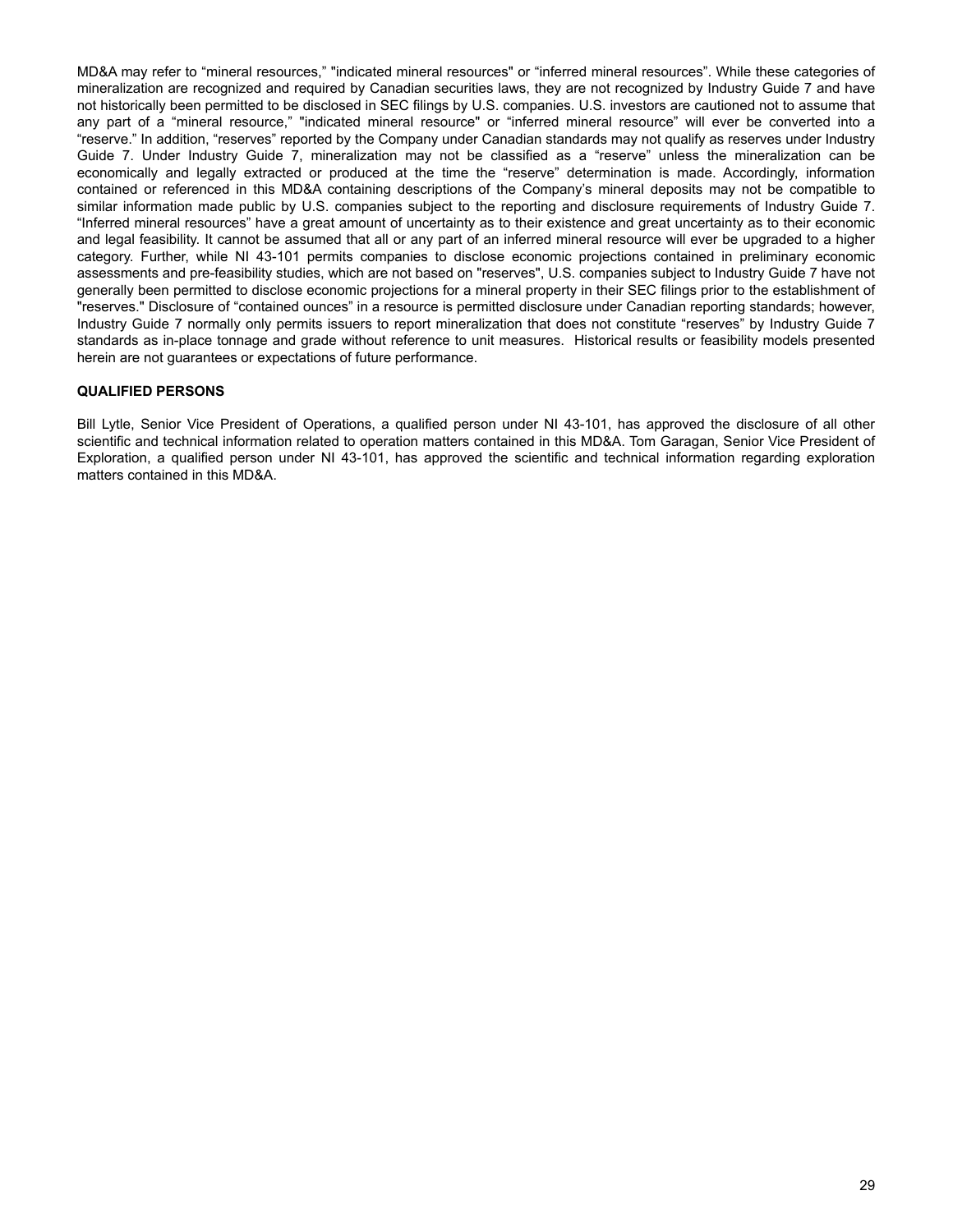MD&A may refer to “mineral resources,” "indicated mineral resources" or “inferred mineral resources”. While these categories of mineralization are recognized and required by Canadian securities laws, they are not recognized by Industry Guide 7 and have not historically been permitted to be disclosed in SEC filings by U.S. companies. U.S. investors are cautioned not to assume that any part of a “mineral resource,” "indicated mineral resource" or “inferred mineral resource” will ever be converted into a “reserve.” In addition, “reserves” reported by the Company under Canadian standards may not qualify as reserves under Industry Guide 7. Under Industry Guide 7, mineralization may not be classified as a “reserve” unless the mineralization can be economically and legally extracted or produced at the time the “reserve” determination is made. Accordingly, information contained or referenced in this MD&A containing descriptions of the Company’s mineral deposits may not be compatible to similar information made public by U.S. companies subject to the reporting and disclosure requirements of Industry Guide 7. “Inferred mineral resources” have a great amount of uncertainty as to their existence and great uncertainty as to their economic and legal feasibility. It cannot be assumed that all or any part of an inferred mineral resource will ever be upgraded to a higher category. Further, while NI 43-101 permits companies to disclose economic projections contained in preliminary economic assessments and pre-feasibility studies, which are not based on "reserves", U.S. companies subject to Industry Guide 7 have not generally been permitted to disclose economic projections for a mineral property in their SEC filings prior to the establishment of "reserves." Disclosure of “contained ounces” in a resource is permitted disclosure under Canadian reporting standards; however, Industry Guide 7 normally only permits issuers to report mineralization that does not constitute “reserves” by Industry Guide 7 standards as in-place tonnage and grade without reference to unit measures. Historical results or feasibility models presented herein are not guarantees or expectations of future performance.

**QUALIFIED PERSONS**

Bill Lytle, Senior Vice President of Operations, a qualified person under NI 43-101, has approved the disclosure of all other scientific and technical information related to operation matters contained in this MD&A. Tom Garagan, Senior Vice President of Exploration, a qualified person under NI 43-101, has approved the scientific and technical information regarding exploration matters contained in this MD&A.